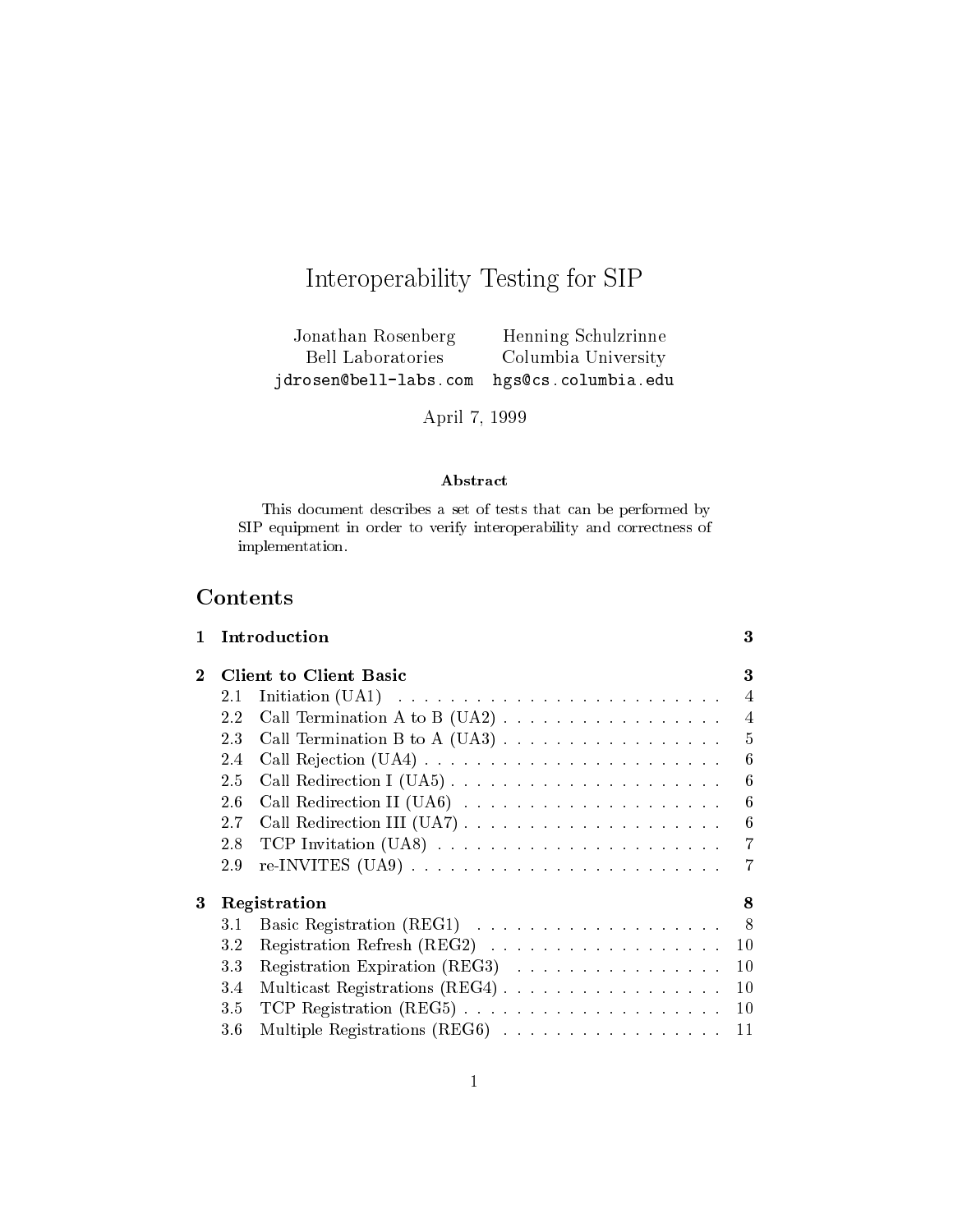# Interoperability Testing for SIP

Jonathan Rosenberg
Bell Laboratories
jdrosen@bell-labs.com

Henning Schulzrinne
Columbia University
hgs@cs.columbia.edu

April 7, 1999

**Abstract**

This document describes a set of tests that can be performed by SIP equipment in order to verify interoperability and correctness of implementation.

## Contents

**1 Introduction** . . . **3**

**2 Client to Client Basic** . . . **3**

- 2.1 Initiation (UA1) . . . 4
- 2.2 Call Termination A to B (UA2) . . . 4
- 2.3 Call Termination B to A (UA3) . . . 5
- 2.4 Call Rejection (UA4) . . . 6
- 2.5 Call Redirection I (UA5) . . . 6
- 2.6 Call Redirection II (UA6) . . . 6
- 2.7 Call Redirection III (UA7) . . . 6
- 2.8 TCP Invitation (UA8) . . . 7
- 2.9 re-INVITES (UA9) . . . 7

**3 Registration** . . . **8**

- 3.1 Basic Registration (REG1) . . . 8
- 3.2 Registration Refresh (REG2) . . . 10
- 3.3 Registration Expiration (REG3) . . . 10
- 3.4 Multicast Registrations (REG4) . . . 10
- 3.5 TCP Registration (REG5) . . . 10
- 3.6 Multiple Registrations (REG6) . . . 11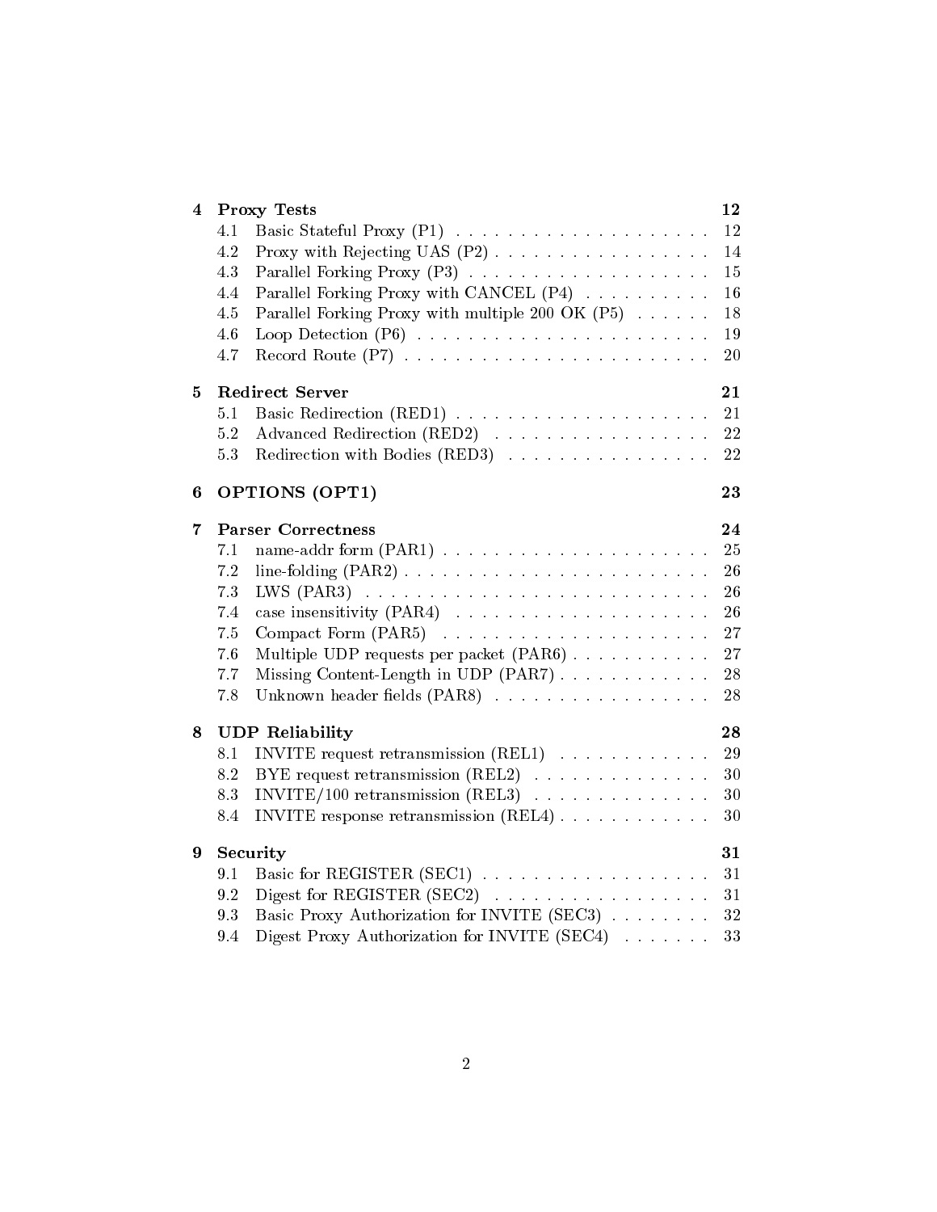- **4 Proxy Tests** — 12
  - 4.1 Basic Stateful Proxy (P1) — 12
  - 4.2 Proxy with Rejecting UAS (P2) — 14
  - 4.3 Parallel Forking Proxy (P3) — 15
  - 4.4 Parallel Forking Proxy with CANCEL (P4) — 16
  - 4.5 Parallel Forking Proxy with multiple 200 OK (P5) — 18
  - 4.6 Loop Detection (P6) — 19
  - 4.7 Record Route (P7) — 20
- **5 Redirect Server** — 21
  - 5.1 Basic Redirection (RED1) — 21
  - 5.2 Advanced Redirection (RED2) — 22
  - 5.3 Redirection with Bodies (RED3) — 22
- **6 OPTIONS (OPT1)** — 23
- **7 Parser Correctness** — 24
  - 7.1 name-addr form (PAR1) — 25
  - 7.2 line-folding (PAR2) — 26
  - 7.3 LWS (PAR3) — 26
  - 7.4 case insensitivity (PAR4) — 26
  - 7.5 Compact Form (PAR5) — 27
  - 7.6 Multiple UDP requests per packet (PAR6) — 27
  - 7.7 Missing Content-Length in UDP (PAR7) — 28
  - 7.8 Unknown header fields (PAR8) — 28
- **8 UDP Reliability** — 28
  - 8.1 INVITE request retransmission (REL1) — 29
  - 8.2 BYE request retransmission (REL2) — 30
  - 8.3 INVITE/100 retransmission (REL3) — 30
  - 8.4 INVITE response retransmission (REL4) — 30
- **9 Security** — 31
  - 9.1 Basic for REGISTER (SEC1) — 31
  - 9.2 Digest for REGISTER (SEC2) — 31
  - 9.3 Basic Proxy Authorization for INVITE (SEC3) — 32
  - 9.4 Digest Proxy Authorization for INVITE (SEC4) — 33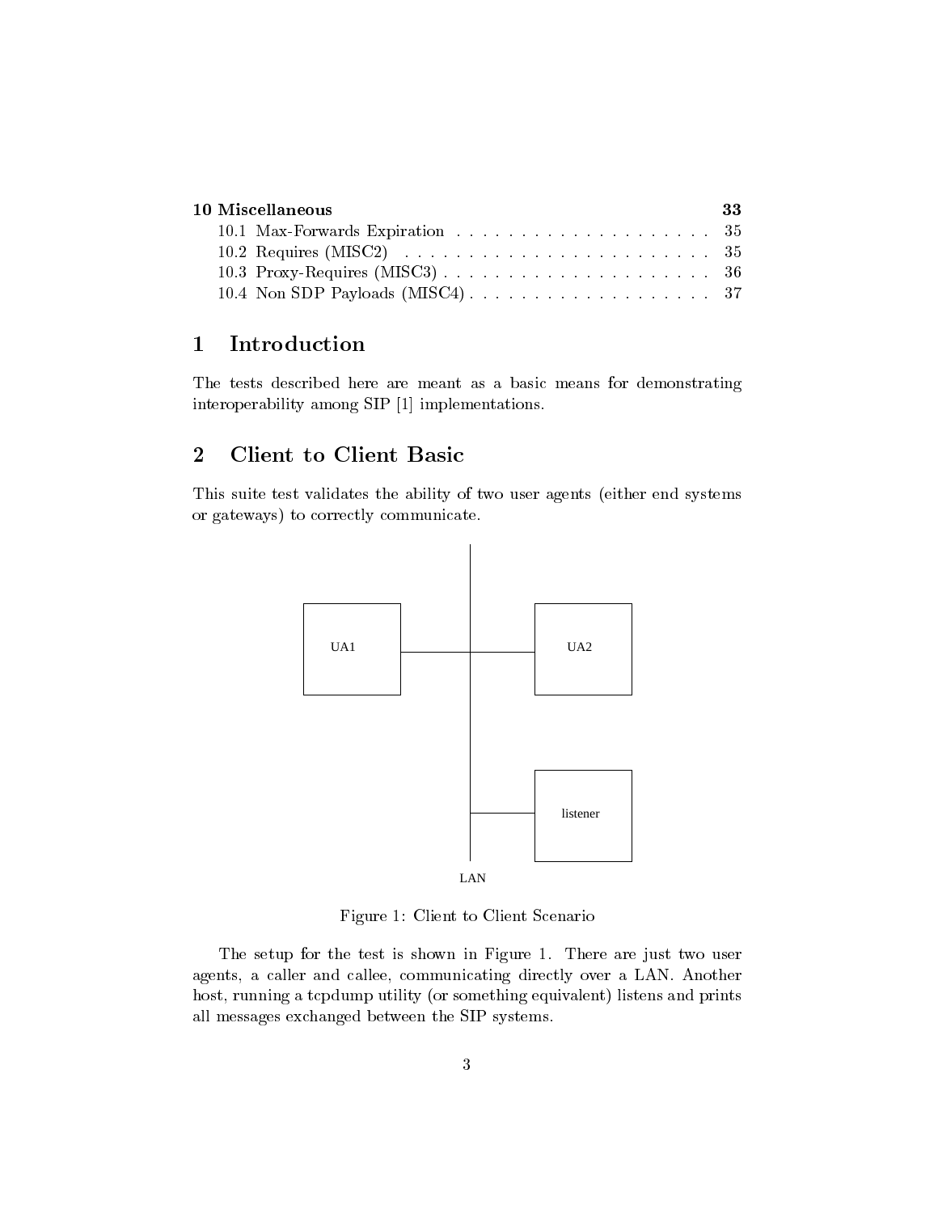| | |
|---|---|
| **10 Miscellaneous** | **33** |
| 10.1 Max-Forwards Expiration | 35 |
| 10.2 Requires (MISC2) | 35 |
| 10.3 Proxy-Requires (MISC3) | 36 |
| 10.4 Non SDP Payloads (MISC4) | 37 |

# 1 Introduction

The tests described here are meant as a basic means for demonstrating interoperability among SIP [1] implementations.

# 2 Client to Client Basic

This suite test validates the ability of two user agents (either end systems or gateways) to correctly communicate.

UA1 UA2 listener LAN

Figure 1: Client to Client Scenario

The setup for the test is shown in Figure 1. There are just two user agents, a caller and callee, communicating directly over a LAN. Another host, running a tcpdump utility (or something equivalent) listens and prints all messages exchanged between the SIP systems.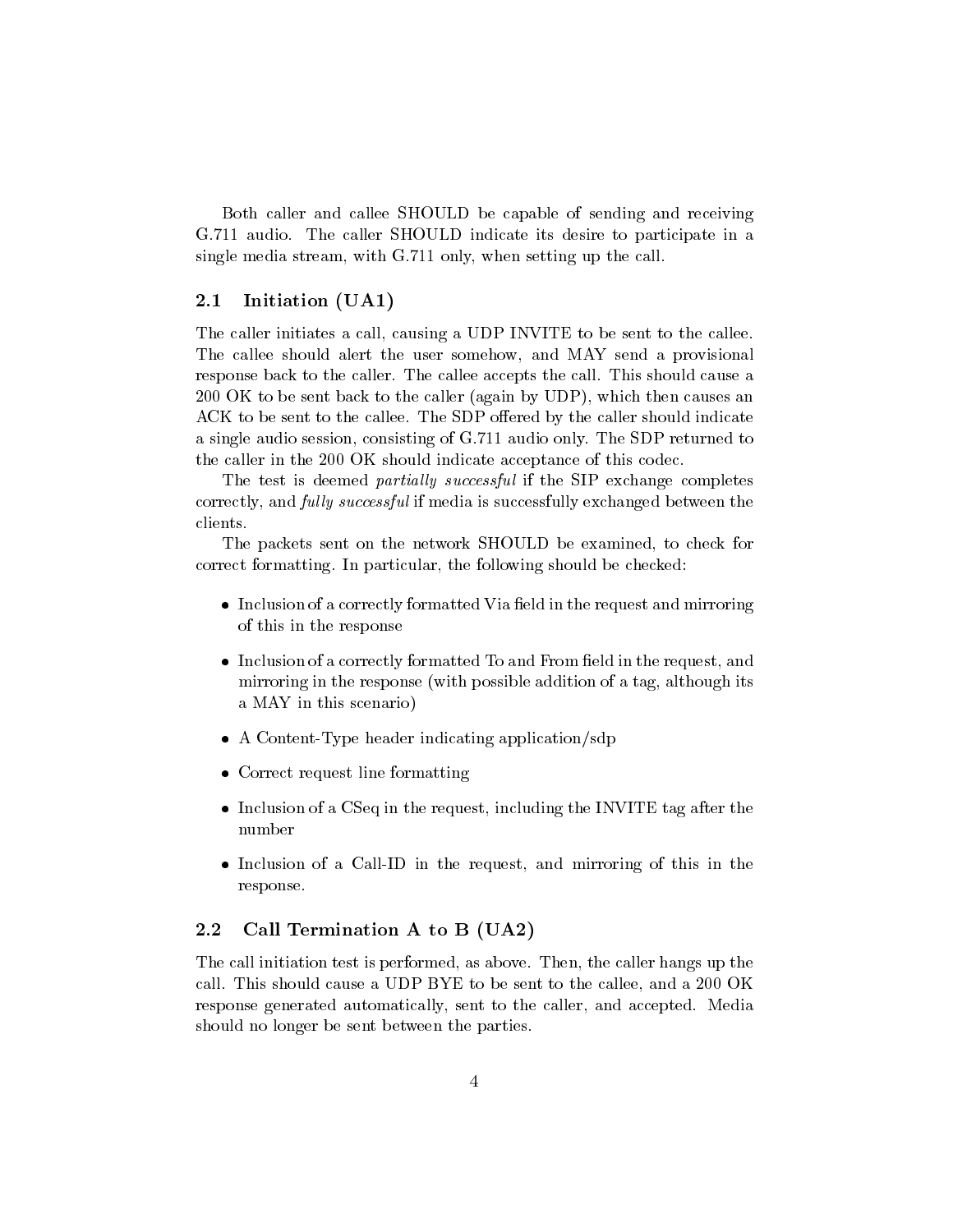Both caller and callee SHOULD be capable of sending and receiving G.711 audio. The caller SHOULD indicate its desire to participate in a single media stream, with G.711 only, when setting up the call.

## 2.1 Initiation (UA1)

The caller initiates a call, causing a UDP INVITE to be sent to the callee. The callee should alert the user somehow, and MAY send a provisional response back to the caller. The callee accepts the call. This should cause a 200 OK to be sent back to the caller (again by UDP), which then causes an ACK to be sent to the callee. The SDP offered by the caller should indicate a single audio session, consisting of G.711 audio only. The SDP returned to the caller in the 200 OK should indicate acceptance of this codec.

The test is deemed *partially successful* if the SIP exchange completes correctly, and *fully successful* if media is successfully exchanged between the clients.

The packets sent on the network SHOULD be examined, to check for correct formatting. In particular, the following should be checked:

- Inclusion of a correctly formatted Via field in the request and mirroring of this in the response
- Inclusion of a correctly formatted To and From field in the request, and mirroring in the response (with possible addition of a tag, although its a MAY in this scenario)
- A Content-Type header indicating application/sdp
- Correct request line formatting
- Inclusion of a CSeq in the request, including the INVITE tag after the number
- Inclusion of a Call-ID in the request, and mirroring of this in the response.

## 2.2 Call Termination A to B (UA2)

The call initiation test is performed, as above. Then, the caller hangs up the call. This should cause a UDP BYE to be sent to the callee, and a 200 OK response generated automatically, sent to the caller, and accepted. Media should no longer be sent between the parties.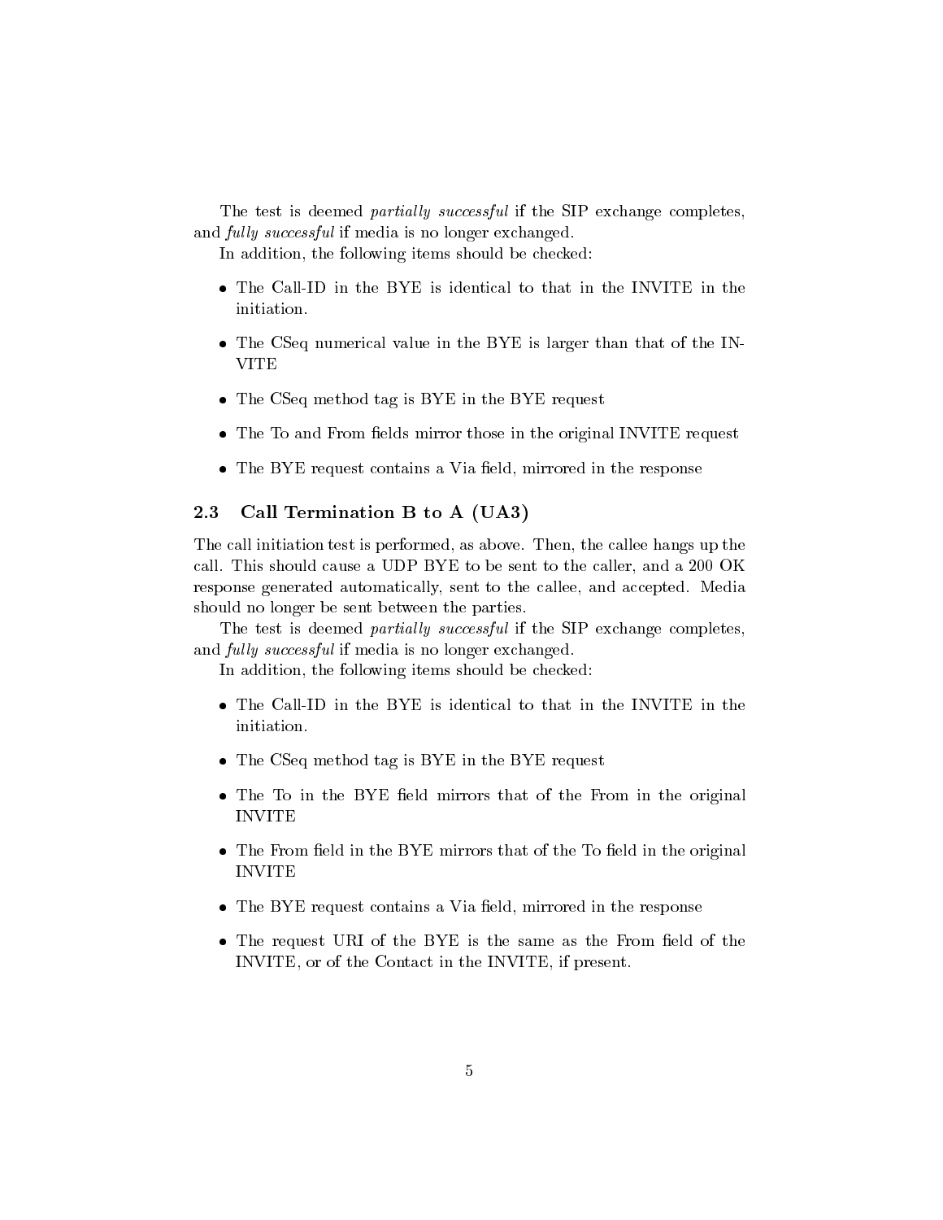The test is deemed *partially successful* if the SIP exchange completes, and *fully successful* if media is no longer exchanged.

In addition, the following items should be checked:

- The Call-ID in the BYE is identical to that in the INVITE in the initiation.
- The CSeq numerical value in the BYE is larger than that of the INVITE
- The CSeq method tag is BYE in the BYE request
- The To and From fields mirror those in the original INVITE request
- The BYE request contains a Via field, mirrored in the response

### 2.3 Call Termination B to A (UA3)

The call initiation test is performed, as above. Then, the callee hangs up the call. This should cause a UDP BYE to be sent to the caller, and a 200 OK response generated automatically, sent to the callee, and accepted. Media should no longer be sent between the parties.

The test is deemed *partially successful* if the SIP exchange completes, and *fully successful* if media is no longer exchanged.

In addition, the following items should be checked:

- The Call-ID in the BYE is identical to that in the INVITE in the initiation.
- The CSeq method tag is BYE in the BYE request
- The To in the BYE field mirrors that of the From in the original INVITE
- The From field in the BYE mirrors that of the To field in the original INVITE
- The BYE request contains a Via field, mirrored in the response
- The request URI of the BYE is the same as the From field of the INVITE, or of the Contact in the INVITE, if present.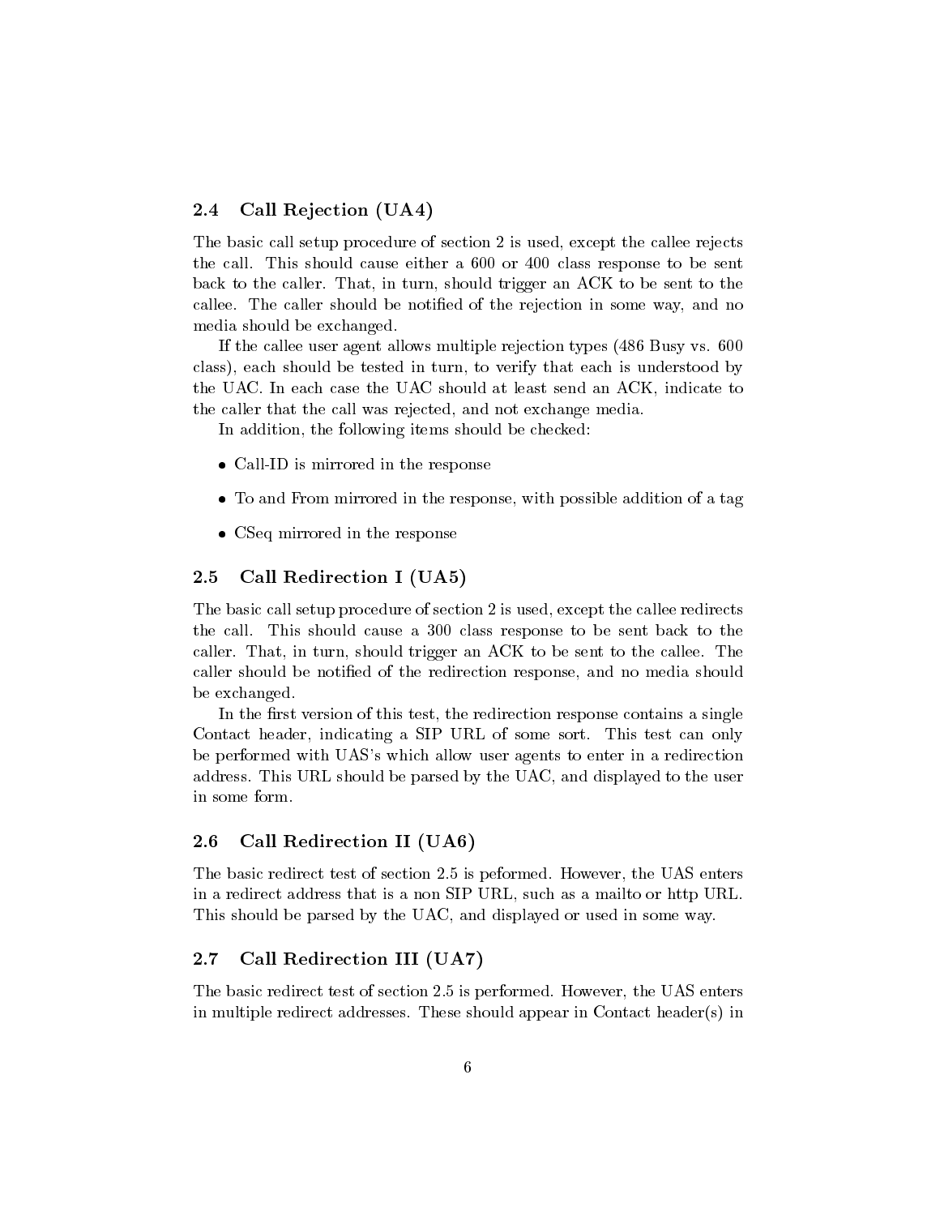## 2.4 Call Rejection (UA4)

The basic call setup procedure of section 2 is used, except the callee rejects the call. This should cause either a 600 or 400 class response to be sent back to the caller. That, in turn, should trigger an ACK to be sent to the callee. The caller should be notified of the rejection in some way, and no media should be exchanged.

If the callee user agent allows multiple rejection types (486 Busy vs. 600 class), each should be tested in turn, to verify that each is understood by the UAC. In each case the UAC should at least send an ACK, indicate to the caller that the call was rejected, and not exchange media.

In addition, the following items should be checked:

- Call-ID is mirrored in the response
- To and From mirrored in the response, with possible addition of a tag
- CSeq mirrored in the response

## 2.5 Call Redirection I (UA5)

The basic call setup procedure of section 2 is used, except the callee redirects the call. This should cause a 300 class response to be sent back to the caller. That, in turn, should trigger an ACK to be sent to the callee. The caller should be notified of the redirection response, and no media should be exchanged.

In the first version of this test, the redirection response contains a single Contact header, indicating a SIP URL of some sort. This test can only be performed with UAS's which allow user agents to enter in a redirection address. This URL should be parsed by the UAC, and displayed to the user in some form.

## 2.6 Call Redirection II (UA6)

The basic redirect test of section 2.5 is peformed. However, the UAS enters in a redirect address that is a non SIP URL, such as a mailto or http URL. This should be parsed by the UAC, and displayed or used in some way.

## 2.7 Call Redirection III (UA7)

The basic redirect test of section 2.5 is performed. However, the UAS enters in multiple redirect addresses. These should appear in Contact header(s) in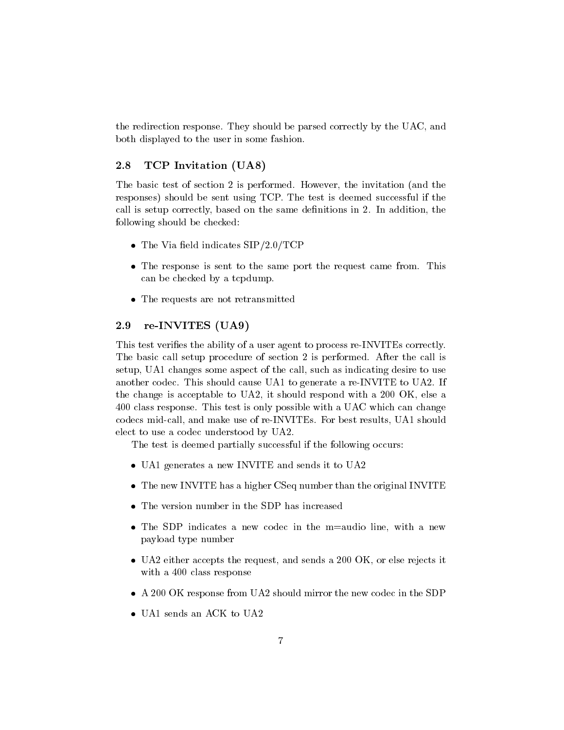the redirection response. They should be parsed correctly by the UAC, and both displayed to the user in some fashion.

## 2.8 TCP Invitation (UA8)

The basic test of section 2 is performed. However, the invitation (and the responses) should be sent using TCP. The test is deemed successful if the call is setup correctly, based on the same definitions in 2. In addition, the following should be checked:

- The Via field indicates SIP/2.0/TCP
- The response is sent to the same port the request came from. This can be checked by a tcpdump.
- The requests are not retransmitted

## 2.9 re-INVITES (UA9)

This test verifies the ability of a user agent to process re-INVITEs correctly. The basic call setup procedure of section 2 is performed. After the call is setup, UA1 changes some aspect of the call, such as indicating desire to use another codec. This should cause UA1 to generate a re-INVITE to UA2. If the change is acceptable to UA2, it should respond with a 200 OK, else a 400 class response. This test is only possible with a UAC which can change codecs mid-call, and make use of re-INVITEs. For best results, UA1 should elect to use a codec understood by UA2.

The test is deemed partially successful if the following occurs:

- UA1 generates a new INVITE and sends it to UA2
- The new INVITE has a higher CSeq number than the original INVITE
- The version number in the SDP has increased
- The SDP indicates a new codec in the m=audio line, with a new payload type number
- UA2 either accepts the request, and sends a 200 OK, or else rejects it with a 400 class response
- A 200 OK response from UA2 should mirror the new codec in the SDP
- UA1 sends an ACK to UA2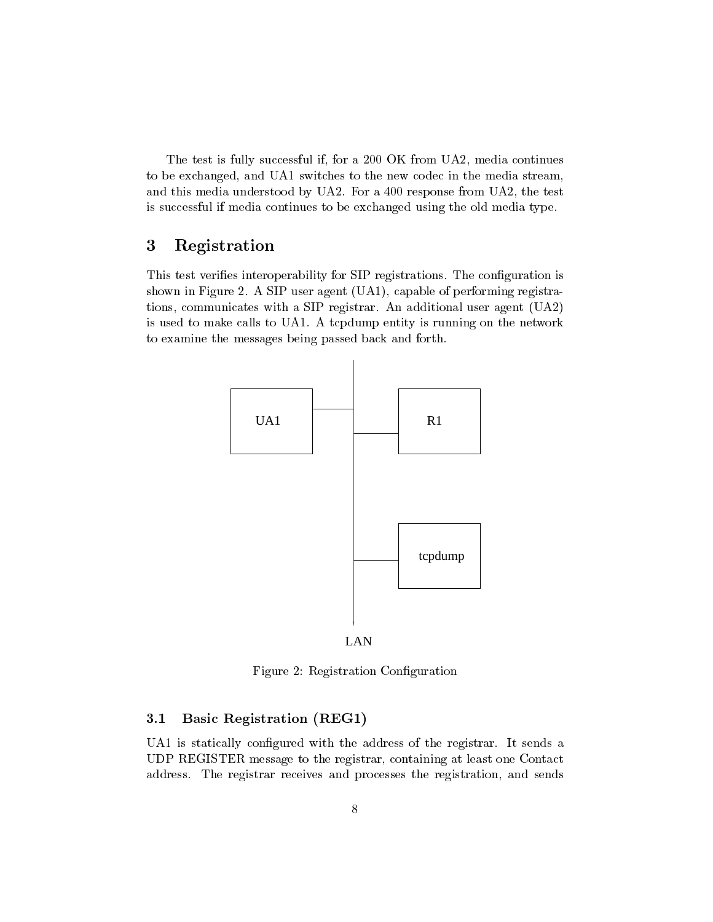The test is fully successful if, for a 200 OK from UA2, media continues to be exchanged, and UA1 switches to the new codec in the media stream, and this media understood by UA2. For a 400 response from UA2, the test is successful if media continues to be exchanged using the old media type.

# 3 Registration

This test verifies interoperability for SIP registrations. The configuration is shown in Figure 2. A SIP user agent (UA1), capable of performing registrations, communicates with a SIP registrar. An additional user agent (UA2) is used to make calls to UA1. A tcpdump entity is running on the network to examine the messages being passed back and forth.

UA1

R1

tcpdump

LAN

Figure 2: Registration Configuration

## 3.1 Basic Registration (REG1)

UA1 is statically configured with the address of the registrar. It sends a UDP REGISTER message to the registrar, containing at least one Contact address. The registrar receives and processes the registration, and sends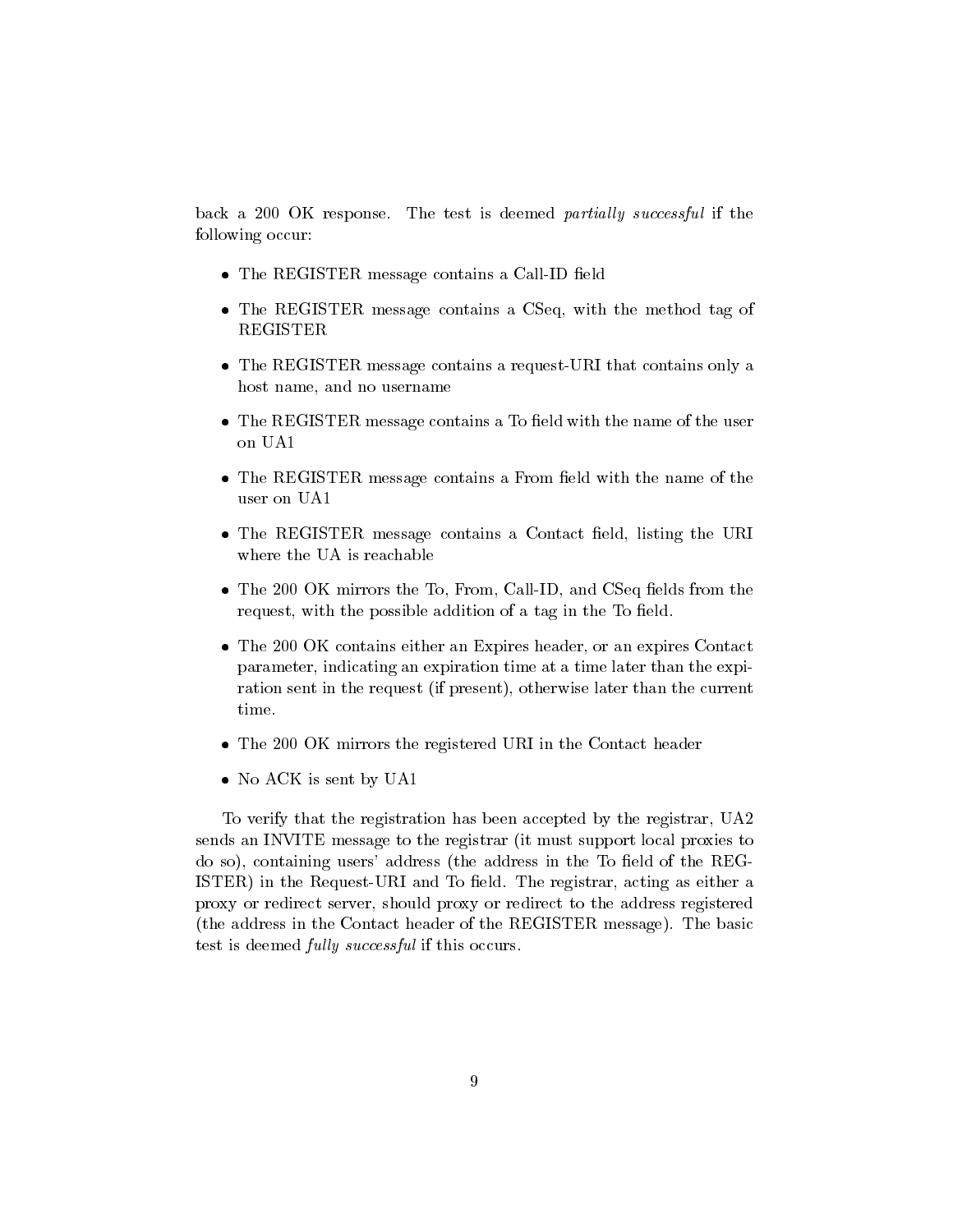back a 200 OK response. The test is deemed *partially successful* if the following occur:

- The REGISTER message contains a Call-ID field
- The REGISTER message contains a CSeq, with the method tag of REGISTER
- The REGISTER message contains a request-URI that contains only a host name, and no username
- The REGISTER message contains a To field with the name of the user on UA1
- The REGISTER message contains a From field with the name of the user on UA1
- The REGISTER message contains a Contact field, listing the URI where the UA is reachable
- The 200 OK mirrors the To, From, Call-ID, and CSeq fields from the request, with the possible addition of a tag in the To field.
- The 200 OK contains either an Expires header, or an expires Contact parameter, indicating an expiration time at a time later than the expiration sent in the request (if present), otherwise later than the current time.
- The 200 OK mirrors the registered URI in the Contact header
- No ACK is sent by UA1

To verify that the registration has been accepted by the registrar, UA2 sends an INVITE message to the registrar (it must support local proxies to do so), containing users' address (the address in the To field of the REGISTER) in the Request-URI and To field. The registrar, acting as either a proxy or redirect server, should proxy or redirect to the address registered (the address in the Contact header of the REGISTER message). The basic test is deemed *fully successful* if this occurs.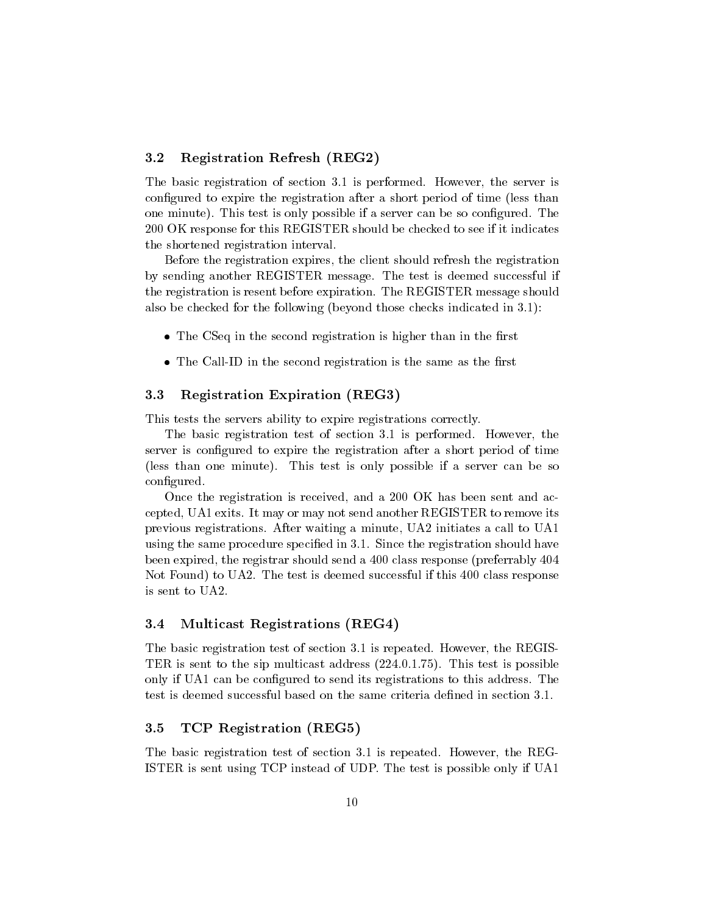### 3.2 Registration Refresh (REG2)

The basic registration of section 3.1 is performed. However, the server is configured to expire the registration after a short period of time (less than one minute). This test is only possible if a server can be so configured. The 200 OK response for this REGISTER should be checked to see if it indicates the shortened registration interval.

Before the registration expires, the client should refresh the registration by sending another REGISTER message. The test is deemed successful if the registration is resent before expiration. The REGISTER message should also be checked for the following (beyond those checks indicated in 3.1):

- The CSeq in the second registration is higher than in the first
- The Call-ID in the second registration is the same as the first

### 3.3 Registration Expiration (REG3)

This tests the servers ability to expire registrations correctly.

The basic registration test of section 3.1 is performed. However, the server is configured to expire the registration after a short period of time (less than one minute). This test is only possible if a server can be so configured.

Once the registration is received, and a 200 OK has been sent and accepted, UA1 exits. It may or may not send another REGISTER to remove its previous registrations. After waiting a minute, UA2 initiates a call to UA1 using the same procedure specified in 3.1. Since the registration should have been expired, the registrar should send a 400 class response (preferrably 404 Not Found) to UA2. The test is deemed successful if this 400 class response is sent to UA2.

### 3.4 Multicast Registrations (REG4)

The basic registration test of section 3.1 is repeated. However, the REGISTER is sent to the sip multicast address (224.0.1.75). This test is possible only if UA1 can be configured to send its registrations to this address. The test is deemed successful based on the same criteria defined in section 3.1.

### 3.5 TCP Registration (REG5)

The basic registration test of section 3.1 is repeated. However, the REGISTER is sent using TCP instead of UDP. The test is possible only if UA1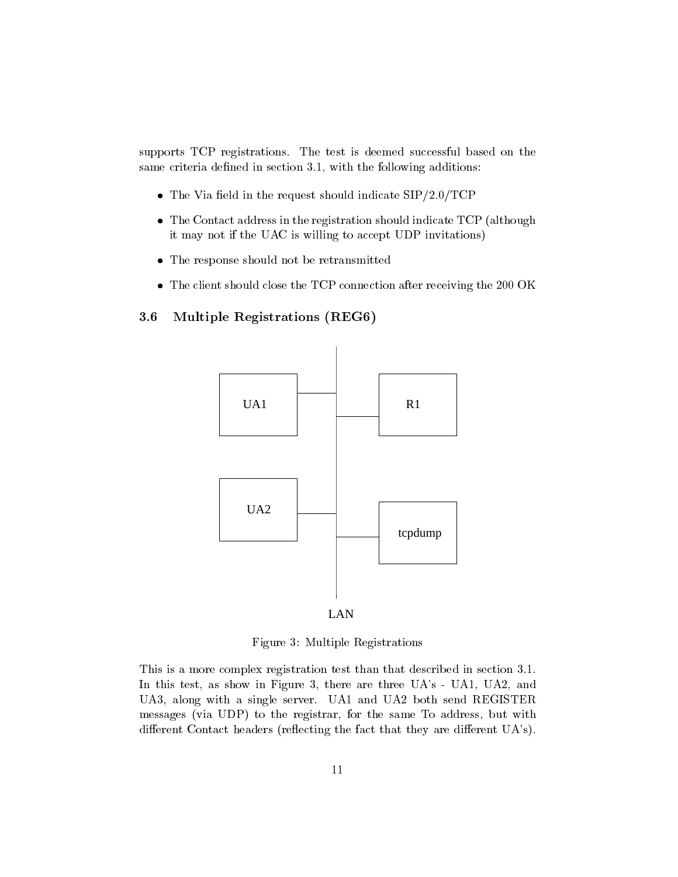supports TCP registrations. The test is deemed successful based on the same criteria defined in section 3.1, with the following additions:

- The Via field in the request should indicate SIP/2.0/TCP
- The Contact address in the registration should indicate TCP (although it may not if the UAC is willing to accept UDP invitations)
- The response should not be retransmitted
- The client should close the TCP connection after receiving the 200 OK

### 3.6 Multiple Registrations (REG6)

Figure 3: Multiple Registrations

This is a more complex registration test than that described in section 3.1. In this test, as show in Figure 3, there are three UA's - UA1, UA2, and UA3, along with a single server. UA1 and UA2 both send REGISTER messages (via UDP) to the registrar, for the same To address, but with different Contact headers (reflecting the fact that they are different UA's).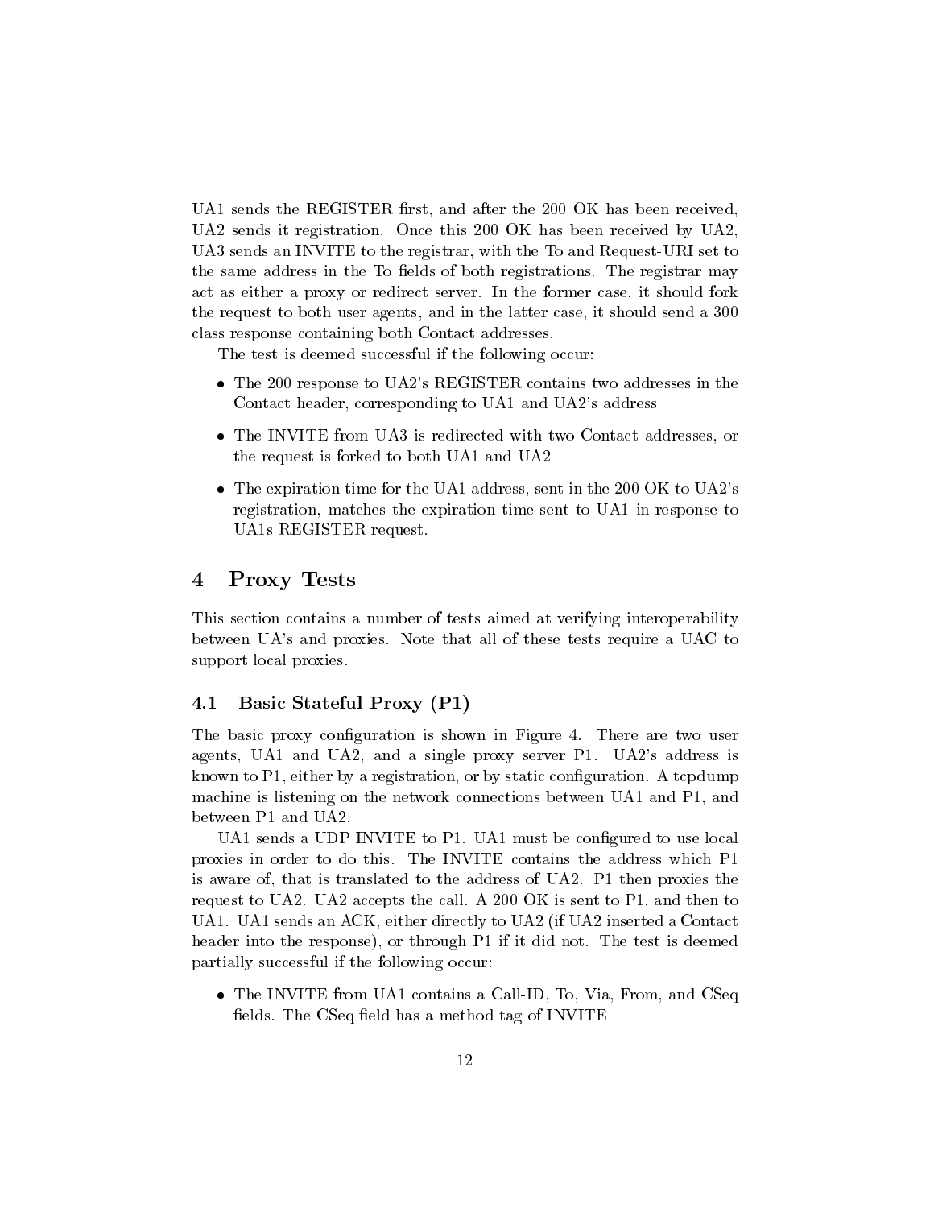UA1 sends the REGISTER first, and after the 200 OK has been received, UA2 sends it registration. Once this 200 OK has been received by UA2, UA3 sends an INVITE to the registrar, with the To and Request-URI set to the same address in the To fields of both registrations. The registrar may act as either a proxy or redirect server. In the former case, it should fork the request to both user agents, and in the latter case, it should send a 300 class response containing both Contact addresses.

The test is deemed successful if the following occur:

- The 200 response to UA2's REGISTER contains two addresses in the Contact header, corresponding to UA1 and UA2's address
- The INVITE from UA3 is redirected with two Contact addresses, or the request is forked to both UA1 and UA2
- The expiration time for the UA1 address, sent in the 200 OK to UA2's registration, matches the expiration time sent to UA1 in response to UA1s REGISTER request.

# 4 Proxy Tests

This section contains a number of tests aimed at verifying interoperability between UA's and proxies. Note that all of these tests require a UAC to support local proxies.

## 4.1 Basic Stateful Proxy (P1)

The basic proxy configuration is shown in Figure 4. There are two user agents, UA1 and UA2, and a single proxy server P1. UA2's address is known to P1, either by a registration, or by static configuration. A tcpdump machine is listening on the network connections between UA1 and P1, and between P1 and UA2.

UA1 sends a UDP INVITE to P1. UA1 must be configured to use local proxies in order to do this. The INVITE contains the address which P1 is aware of, that is translated to the address of UA2. P1 then proxies the request to UA2. UA2 accepts the call. A 200 OK is sent to P1, and then to UA1. UA1 sends an ACK, either directly to UA2 (if UA2 inserted a Contact header into the response), or through P1 if it did not. The test is deemed partially successful if the following occur:

- The INVITE from UA1 contains a Call-ID, To, Via, From, and CSeq fields. The CSeq field has a method tag of INVITE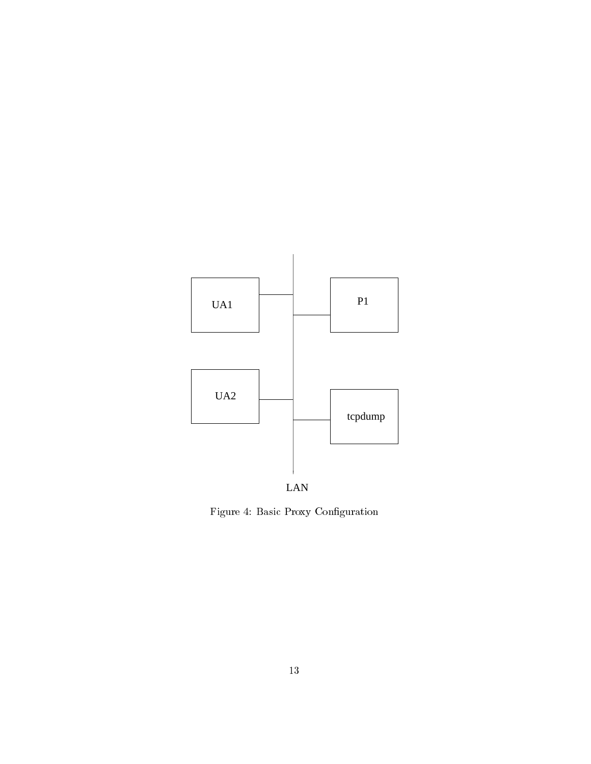Figure 4: Basic Proxy Configuration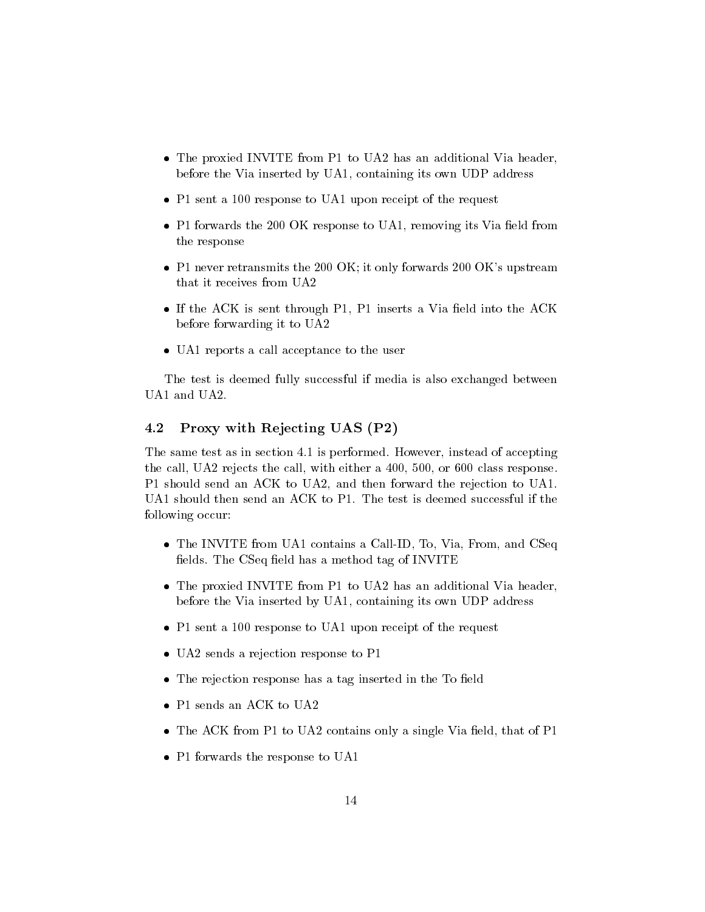- The proxied INVITE from P1 to UA2 has an additional Via header, before the Via inserted by UA1, containing its own UDP address
- P1 sent a 100 response to UA1 upon receipt of the request
- P1 forwards the 200 OK response to UA1, removing its Via field from the response
- P1 never retransmits the 200 OK; it only forwards 200 OK's upstream that it receives from UA2
- If the ACK is sent through P1, P1 inserts a Via field into the ACK before forwarding it to UA2
- UA1 reports a call acceptance to the user

The test is deemed fully successful if media is also exchanged between UA1 and UA2.

### 4.2 Proxy with Rejecting UAS (P2)

The same test as in section 4.1 is performed. However, instead of accepting the call, UA2 rejects the call, with either a 400, 500, or 600 class response. P1 should send an ACK to UA2, and then forward the rejection to UA1. UA1 should then send an ACK to P1. The test is deemed successful if the following occur:

- The INVITE from UA1 contains a Call-ID, To, Via, From, and CSeq fields. The CSeq field has a method tag of INVITE
- The proxied INVITE from P1 to UA2 has an additional Via header, before the Via inserted by UA1, containing its own UDP address
- P1 sent a 100 response to UA1 upon receipt of the request
- UA2 sends a rejection response to P1
- The rejection response has a tag inserted in the To field
- P1 sends an ACK to UA2
- The ACK from P1 to UA2 contains only a single Via field, that of P1
- P1 forwards the response to UA1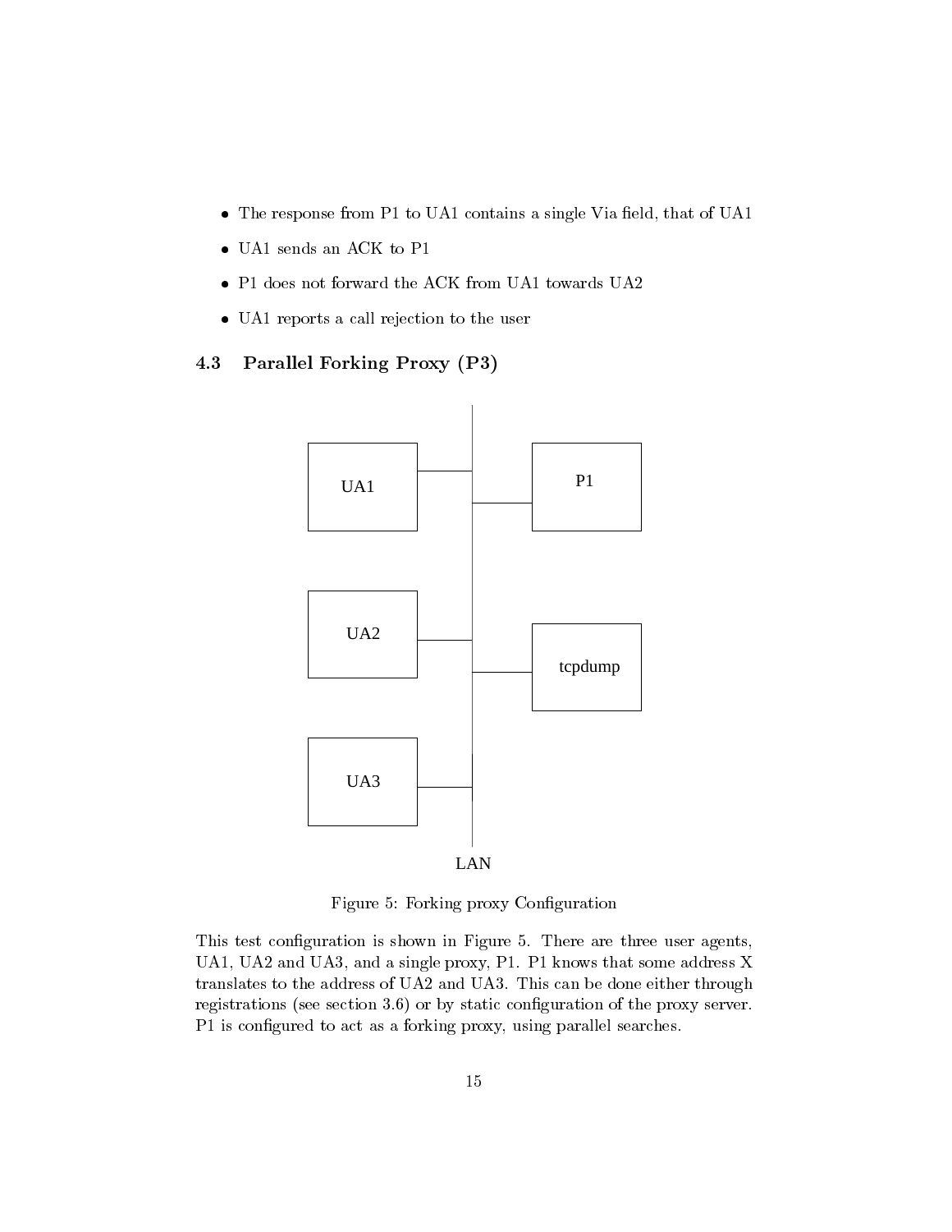- The response from P1 to UA1 contains a single Via field, that of UA1
- UA1 sends an ACK to P1
- P1 does not forward the ACK from UA1 towards UA2
- UA1 reports a call rejection to the user

### 4.3 Parallel Forking Proxy (P3)

Figure 5: Forking proxy Configuration

This test configuration is shown in Figure 5. There are three user agents, UA1, UA2 and UA3, and a single proxy, P1. P1 knows that some address X translates to the address of UA2 and UA3. This can be done either through registrations (see section 3.6) or by static configuration of the proxy server. P1 is configured to act as a forking proxy, using parallel searches.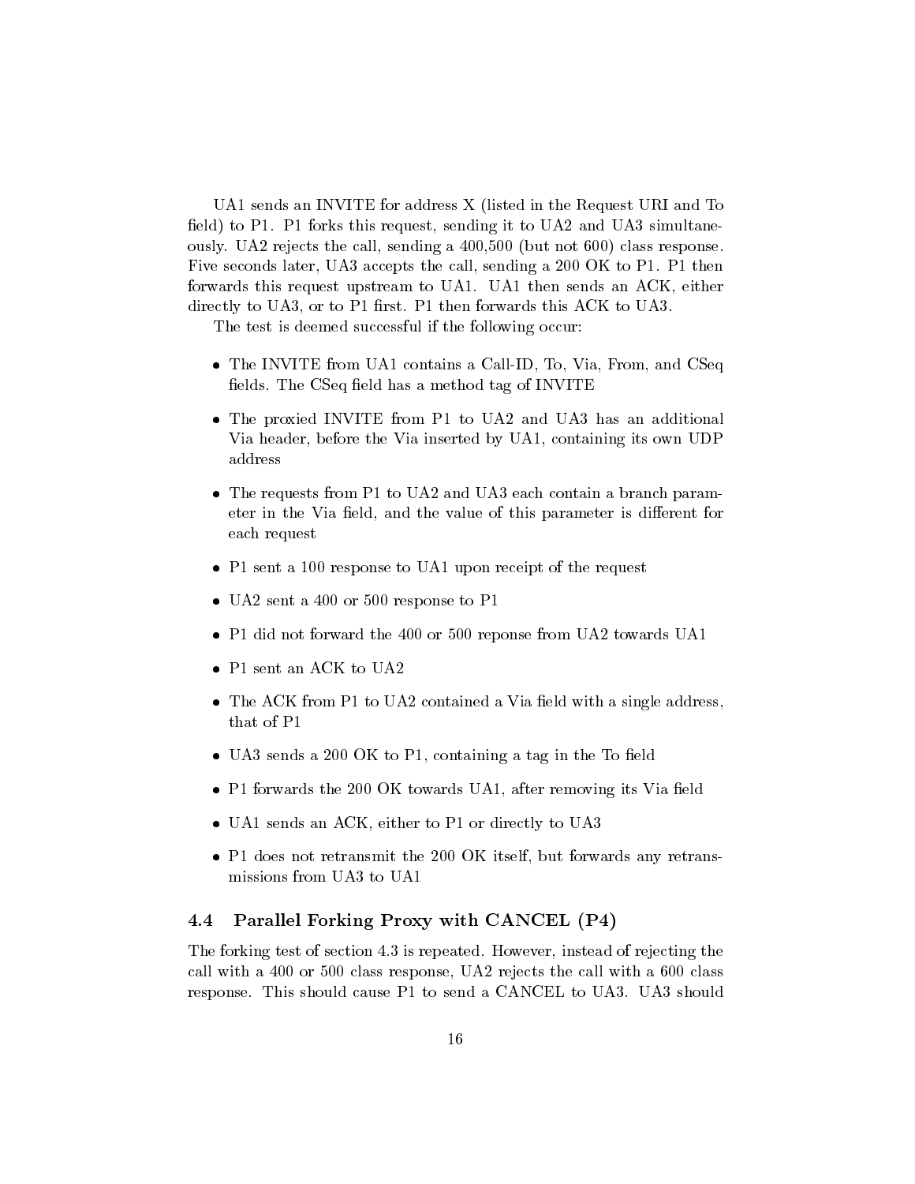UA1 sends an INVITE for address X (listed in the Request URI and To field) to P1. P1 forks this request, sending it to UA2 and UA3 simultaneously. UA2 rejects the call, sending a 400,500 (but not 600) class response. Five seconds later, UA3 accepts the call, sending a 200 OK to P1. P1 then forwards this request upstream to UA1. UA1 then sends an ACK, either directly to UA3, or to P1 first. P1 then forwards this ACK to UA3.

The test is deemed successful if the following occur:

- The INVITE from UA1 contains a Call-ID, To, Via, From, and CSeq fields. The CSeq field has a method tag of INVITE
- The proxied INVITE from P1 to UA2 and UA3 has an additional Via header, before the Via inserted by UA1, containing its own UDP address
- The requests from P1 to UA2 and UA3 each contain a branch parameter in the Via field, and the value of this parameter is different for each request
- P1 sent a 100 response to UA1 upon receipt of the request
- UA2 sent a 400 or 500 response to P1
- P1 did not forward the 400 or 500 reponse from UA2 towards UA1
- P1 sent an ACK to UA2
- The ACK from P1 to UA2 contained a Via field with a single address, that of P1
- UA3 sends a 200 OK to P1, containing a tag in the To field
- P1 forwards the 200 OK towards UA1, after removing its Via field
- UA1 sends an ACK, either to P1 or directly to UA3
- P1 does not retransmit the 200 OK itself, but forwards any retransmissions from UA3 to UA1

### 4.4 Parallel Forking Proxy with CANCEL (P4)

The forking test of section 4.3 is repeated. However, instead of rejecting the call with a 400 or 500 class response, UA2 rejects the call with a 600 class response. This should cause P1 to send a CANCEL to UA3. UA3 should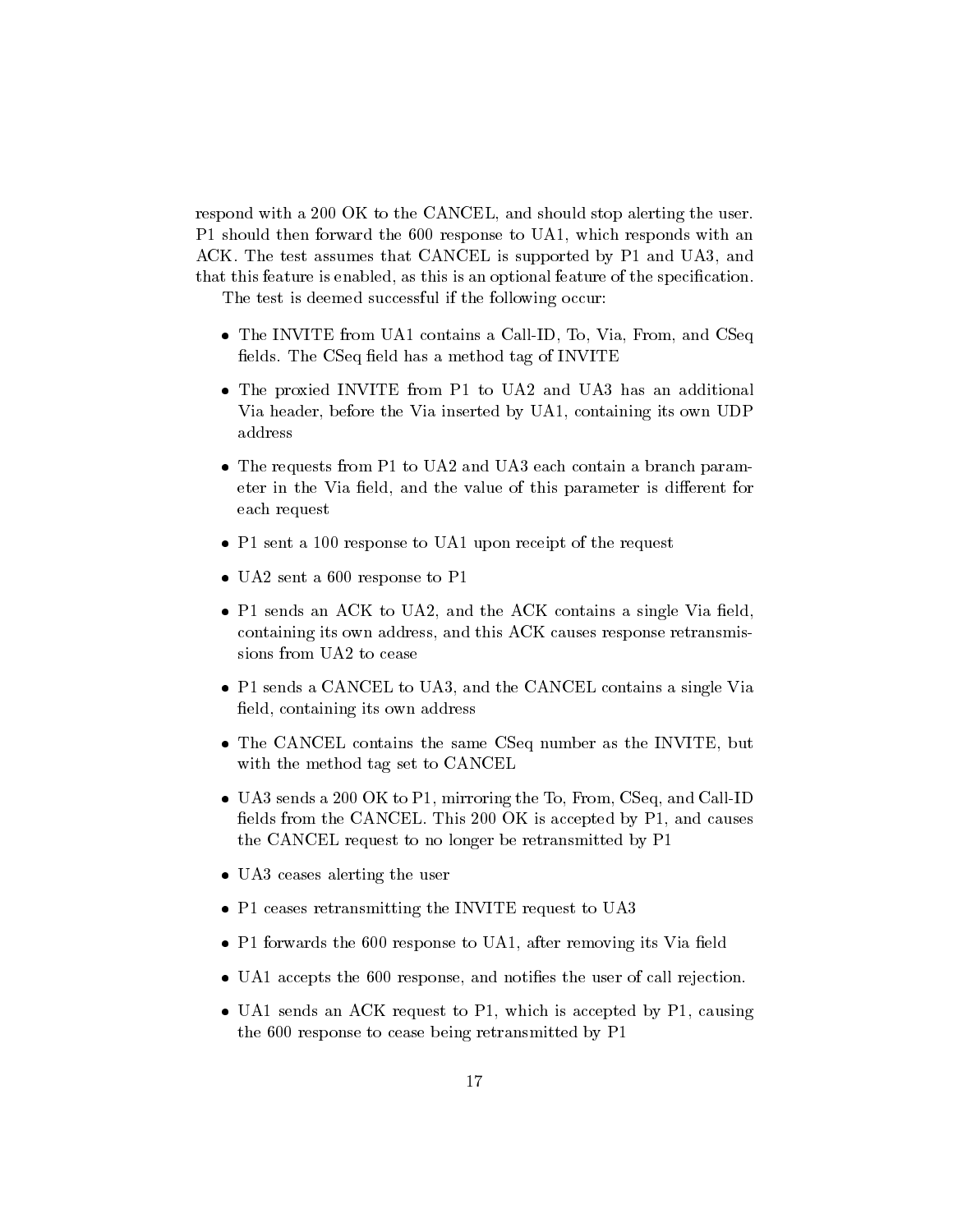respond with a 200 OK to the CANCEL, and should stop alerting the user. P1 should then forward the 600 response to UA1, which responds with an ACK. The test assumes that CANCEL is supported by P1 and UA3, and that this feature is enabled, as this is an optional feature of the specification.

The test is deemed successful if the following occur:

- The INVITE from UA1 contains a Call-ID, To, Via, From, and CSeq fields. The CSeq field has a method tag of INVITE
- The proxied INVITE from P1 to UA2 and UA3 has an additional Via header, before the Via inserted by UA1, containing its own UDP address
- The requests from P1 to UA2 and UA3 each contain a branch parameter in the Via field, and the value of this parameter is different for each request
- P1 sent a 100 response to UA1 upon receipt of the request
- UA2 sent a 600 response to P1
- P1 sends an ACK to UA2, and the ACK contains a single Via field, containing its own address, and this ACK causes response retransmissions from UA2 to cease
- P1 sends a CANCEL to UA3, and the CANCEL contains a single Via field, containing its own address
- The CANCEL contains the same CSeq number as the INVITE, but with the method tag set to CANCEL
- UA3 sends a 200 OK to P1, mirroring the To, From, CSeq, and Call-ID fields from the CANCEL. This 200 OK is accepted by P1, and causes the CANCEL request to no longer be retransmitted by P1
- UA3 ceases alerting the user
- P1 ceases retransmitting the INVITE request to UA3
- P1 forwards the 600 response to UA1, after removing its Via field
- UA1 accepts the 600 response, and notifies the user of call rejection.
- UA1 sends an ACK request to P1, which is accepted by P1, causing the 600 response to cease being retransmitted by P1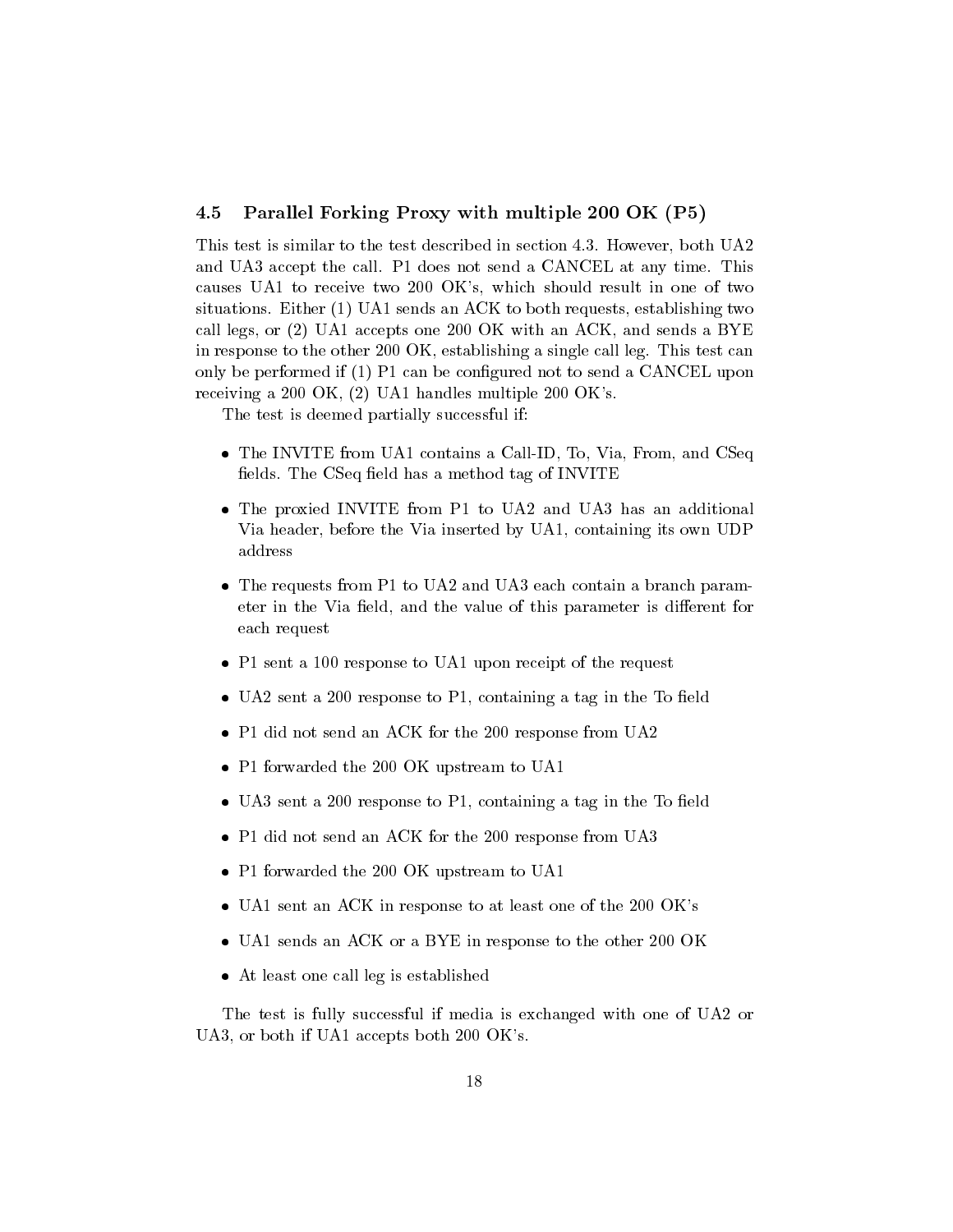### 4.5 Parallel Forking Proxy with multiple 200 OK (P5)

This test is similar to the test described in section 4.3. However, both UA2 and UA3 accept the call. P1 does not send a CANCEL at any time. This causes UA1 to receive two 200 OK's, which should result in one of two situations. Either (1) UA1 sends an ACK to both requests, establishing two call legs, or (2) UA1 accepts one 200 OK with an ACK, and sends a BYE in response to the other 200 OK, establishing a single call leg. This test can only be performed if (1) P1 can be configured not to send a CANCEL upon receiving a 200 OK, (2) UA1 handles multiple 200 OK's.

The test is deemed partially successful if:

- The INVITE from UA1 contains a Call-ID, To, Via, From, and CSeq fields. The CSeq field has a method tag of INVITE
- The proxied INVITE from P1 to UA2 and UA3 has an additional Via header, before the Via inserted by UA1, containing its own UDP address
- The requests from P1 to UA2 and UA3 each contain a branch parameter in the Via field, and the value of this parameter is different for each request
- P1 sent a 100 response to UA1 upon receipt of the request
- UA2 sent a 200 response to P1, containing a tag in the To field
- P1 did not send an ACK for the 200 response from UA2
- P1 forwarded the 200 OK upstream to UA1
- UA3 sent a 200 response to P1, containing a tag in the To field
- P1 did not send an ACK for the 200 response from UA3
- P1 forwarded the 200 OK upstream to UA1
- UA1 sent an ACK in response to at least one of the 200 OK's
- UA1 sends an ACK or a BYE in response to the other 200 OK
- At least one call leg is established

The test is fully successful if media is exchanged with one of UA2 or UA3, or both if UA1 accepts both 200 OK's.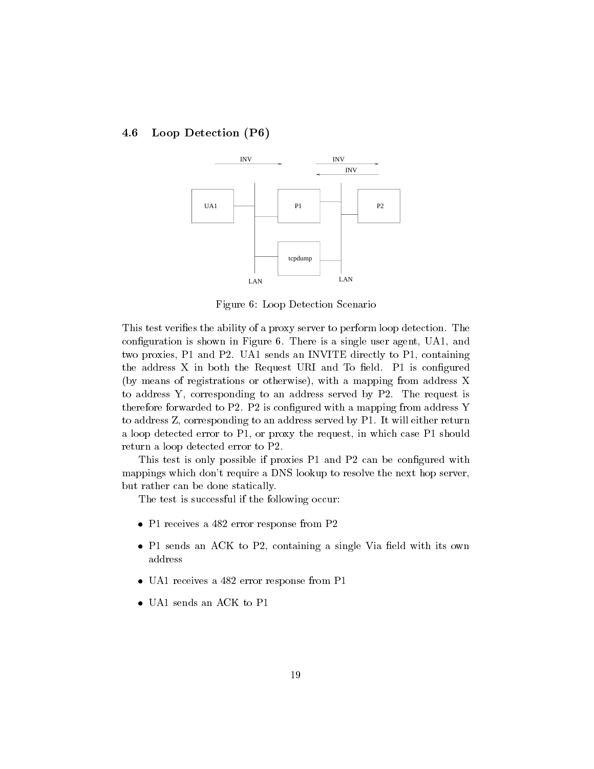### 4.6 Loop Detection (P6)

Figure 6: Loop Detection Scenario

This test verifies the ability of a proxy server to perform loop detection. The configuration is shown in Figure 6. There is a single user agent, UA1, and two proxies, P1 and P2. UA1 sends an INVITE directly to P1, containing the address X in both the Request URI and To field. P1 is configured (by means of registrations or otherwise), with a mapping from address X to address Y, corresponding to an address served by P2. The request is therefore forwarded to P2. P2 is configured with a mapping from address Y to address Z, corresponding to an address served by P1. It will either return a loop detected error to P1, or proxy the request, in which case P1 should return a loop detected error to P2.

This test is only possible if proxies P1 and P2 can be configured with mappings which don't require a DNS lookup to resolve the next hop server, but rather can be done statically.

The test is successful if the following occur:

- P1 receives a 482 error response from P2
- P1 sends an ACK to P2, containing a single Via field with its own address
- UA1 receives a 482 error response from P1
- UA1 sends an ACK to P1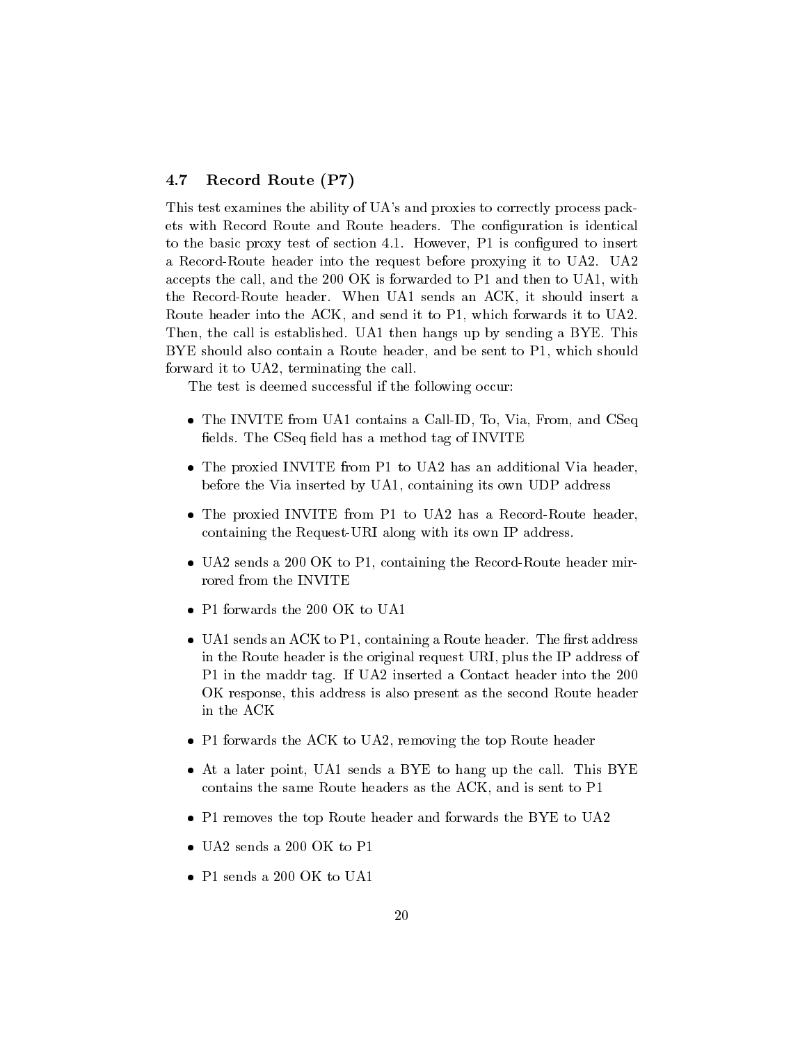### 4.7 Record Route (P7)

This test examines the ability of UA's and proxies to correctly process packets with Record Route and Route headers. The configuration is identical to the basic proxy test of section 4.1. However, P1 is configured to insert a Record-Route header into the request before proxying it to UA2. UA2 accepts the call, and the 200 OK is forwarded to P1 and then to UA1, with the Record-Route header. When UA1 sends an ACK, it should insert a Route header into the ACK, and send it to P1, which forwards it to UA2. Then, the call is established. UA1 then hangs up by sending a BYE. This BYE should also contain a Route header, and be sent to P1, which should forward it to UA2, terminating the call.

The test is deemed successful if the following occur:

- The INVITE from UA1 contains a Call-ID, To, Via, From, and CSeq fields. The CSeq field has a method tag of INVITE
- The proxied INVITE from P1 to UA2 has an additional Via header, before the Via inserted by UA1, containing its own UDP address
- The proxied INVITE from P1 to UA2 has a Record-Route header, containing the Request-URI along with its own IP address.
- UA2 sends a 200 OK to P1, containing the Record-Route header mirrored from the INVITE
- P1 forwards the 200 OK to UA1
- UA1 sends an ACK to P1, containing a Route header. The first address in the Route header is the original request URI, plus the IP address of P1 in the maddr tag. If UA2 inserted a Contact header into the 200 OK response, this address is also present as the second Route header in the ACK
- P1 forwards the ACK to UA2, removing the top Route header
- At a later point, UA1 sends a BYE to hang up the call. This BYE contains the same Route headers as the ACK, and is sent to P1
- P1 removes the top Route header and forwards the BYE to UA2
- UA2 sends a 200 OK to P1
- P1 sends a 200 OK to UA1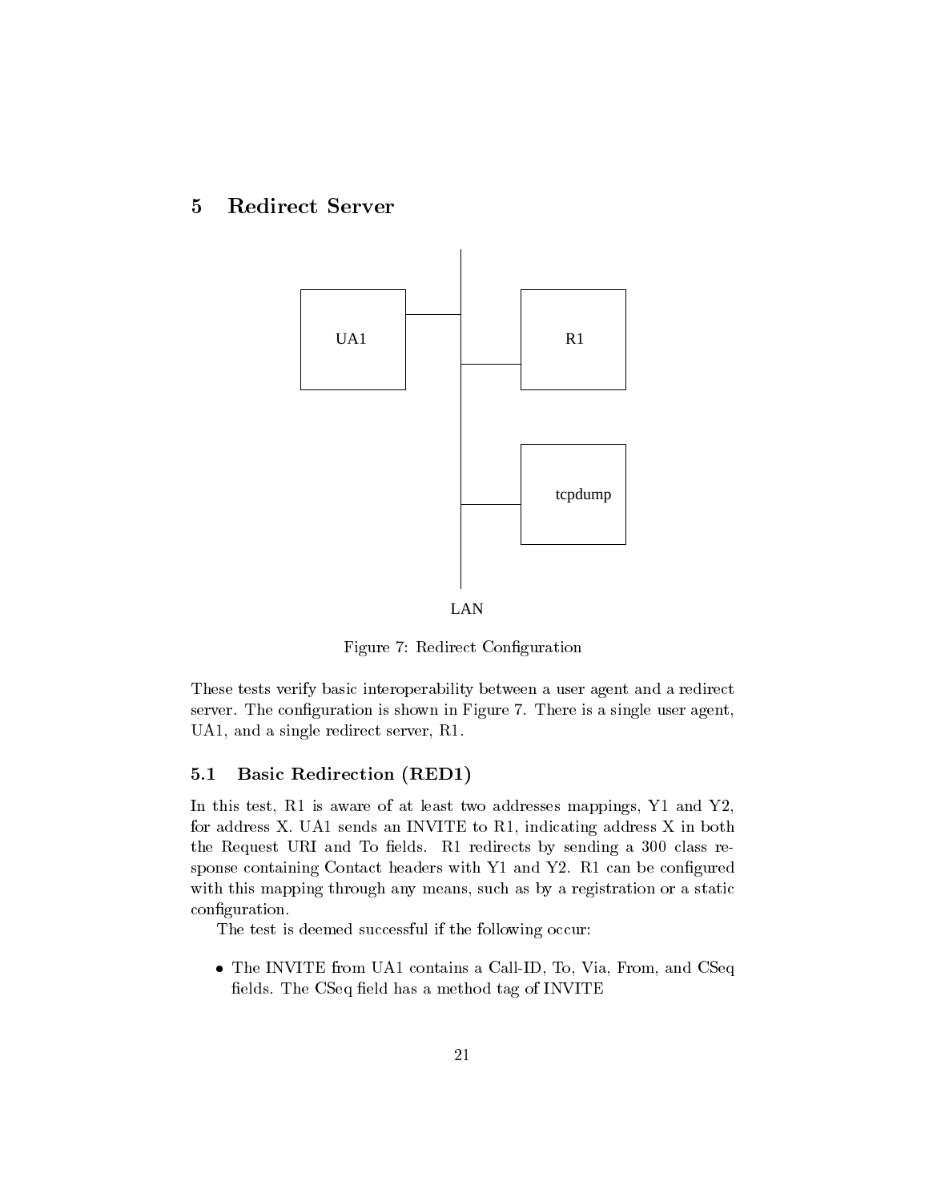# 5 Redirect Server

Figure 7: Redirect Configuration

These tests verify basic interoperability between a user agent and a redirect server. The configuration is shown in Figure 7. There is a single user agent, UA1, and a single redirect server, R1.

## 5.1 Basic Redirection (RED1)

In this test, R1 is aware of at least two addresses mappings, Y1 and Y2, for address X. UA1 sends an INVITE to R1, indicating address X in both the Request URI and To fields. R1 redirects by sending a 300 class response containing Contact headers with Y1 and Y2. R1 can be configured with this mapping through any means, such as by a registration or a static configuration.

The test is deemed successful if the following occur:

- The INVITE from UA1 contains a Call-ID, To, Via, From, and CSeq fields. The CSeq field has a method tag of INVITE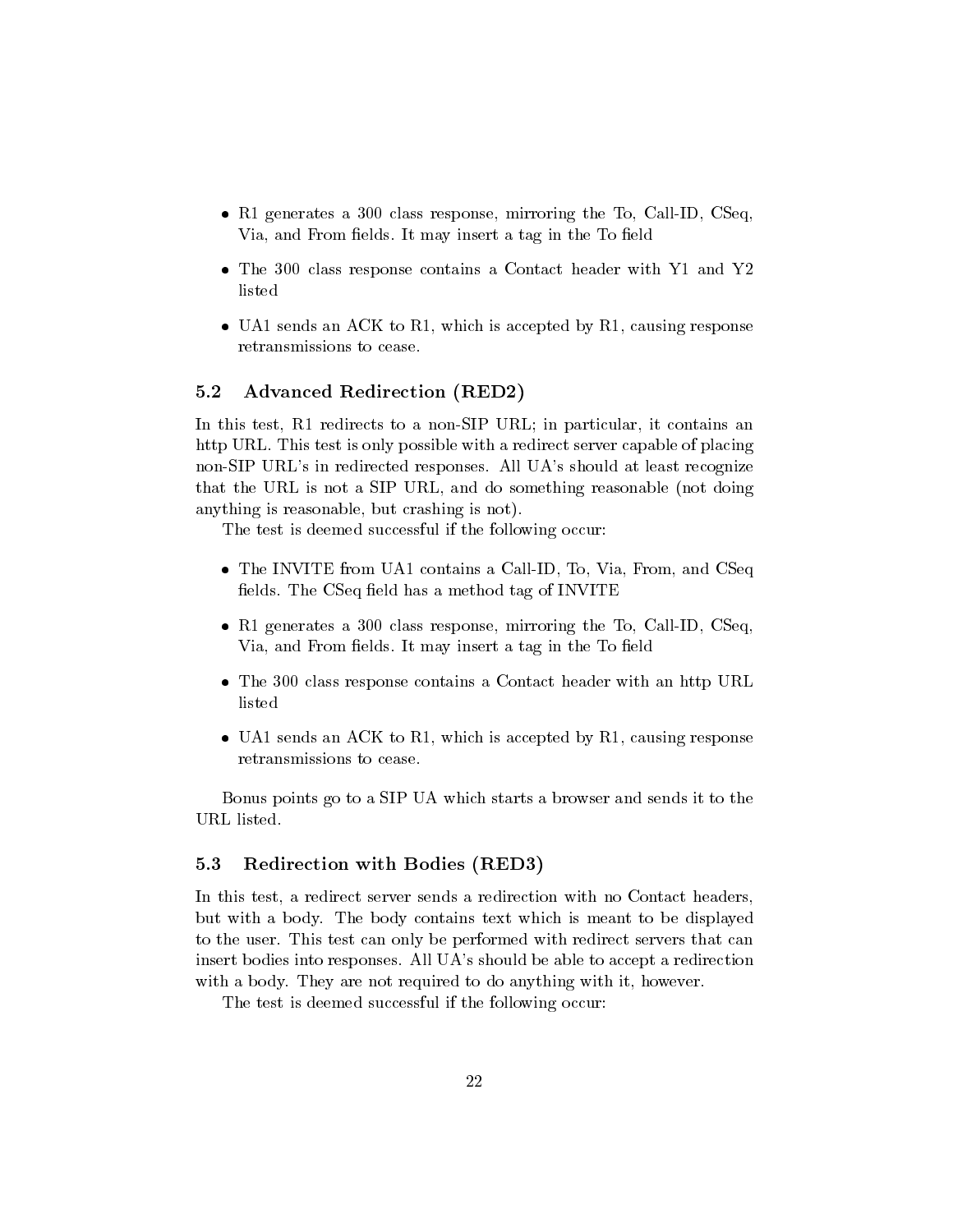- R1 generates a 300 class response, mirroring the To, Call-ID, CSeq, Via, and From fields. It may insert a tag in the To field
- The 300 class response contains a Contact header with Y1 and Y2 listed
- UA1 sends an ACK to R1, which is accepted by R1, causing response retransmissions to cease.

### 5.2 Advanced Redirection (RED2)

In this test, R1 redirects to a non-SIP URL; in particular, it contains an http URL. This test is only possible with a redirect server capable of placing non-SIP URL's in redirected responses. All UA's should at least recognize that the URL is not a SIP URL, and do something reasonable (not doing anything is reasonable, but crashing is not).

The test is deemed successful if the following occur:

- The INVITE from UA1 contains a Call-ID, To, Via, From, and CSeq fields. The CSeq field has a method tag of INVITE
- R1 generates a 300 class response, mirroring the To, Call-ID, CSeq, Via, and From fields. It may insert a tag in the To field
- The 300 class response contains a Contact header with an http URL listed
- UA1 sends an ACK to R1, which is accepted by R1, causing response retransmissions to cease.

Bonus points go to a SIP UA which starts a browser and sends it to the URL listed.

### 5.3 Redirection with Bodies (RED3)

In this test, a redirect server sends a redirection with no Contact headers, but with a body. The body contains text which is meant to be displayed to the user. This test can only be performed with redirect servers that can insert bodies into responses. All UA's should be able to accept a redirection with a body. They are not required to do anything with it, however.

The test is deemed successful if the following occur: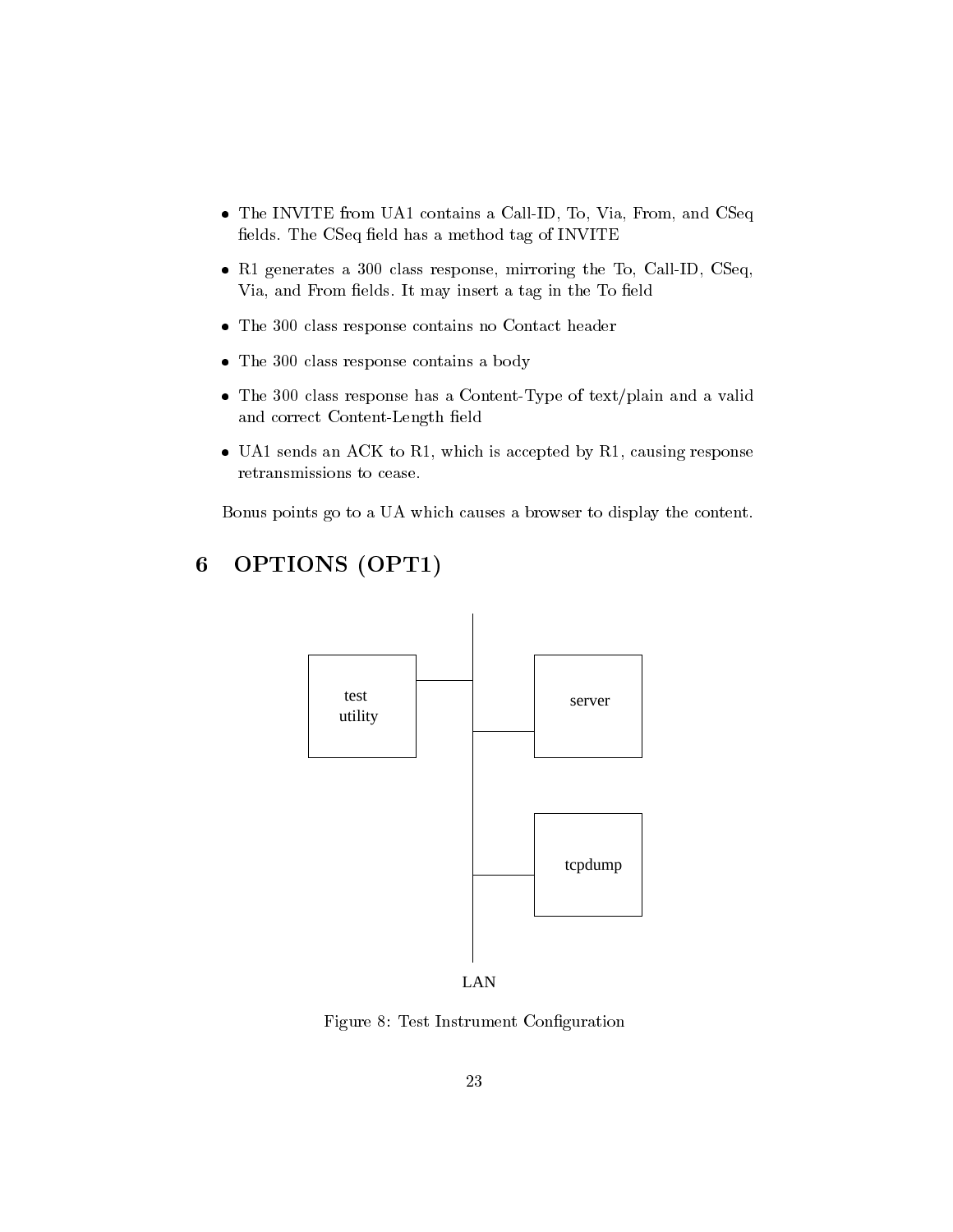- The INVITE from UA1 contains a Call-ID, To, Via, From, and CSeq fields. The CSeq field has a method tag of INVITE
- R1 generates a 300 class response, mirroring the To, Call-ID, CSeq, Via, and From fields. It may insert a tag in the To field
- The 300 class response contains no Contact header
- The 300 class response contains a body
- The 300 class response has a Content-Type of text/plain and a valid and correct Content-Length field
- UA1 sends an ACK to R1, which is accepted by R1, causing response retransmissions to cease.

Bonus points go to a UA which causes a browser to display the content.

# 6 OPTIONS (OPT1)

test utility

server

tcpdump

LAN

Figure 8: Test Instrument Configuration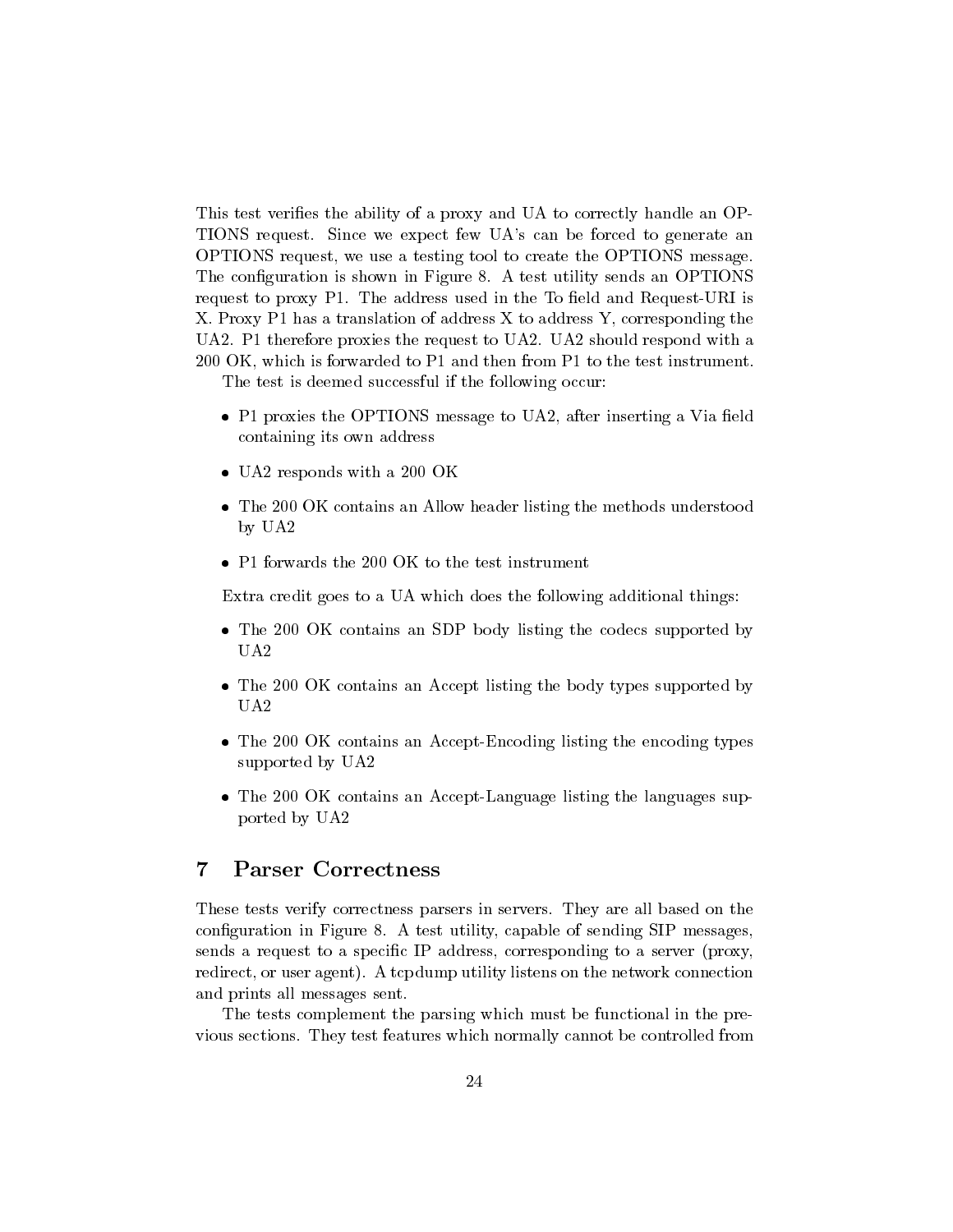This test verifies the ability of a proxy and UA to correctly handle an OPTIONS request. Since we expect few UA's can be forced to generate an OPTIONS request, we use a testing tool to create the OPTIONS message. The configuration is shown in Figure 8. A test utility sends an OPTIONS request to proxy P1. The address used in the To field and Request-URI is X. Proxy P1 has a translation of address X to address Y, corresponding the UA2. P1 therefore proxies the request to UA2. UA2 should respond with a 200 OK, which is forwarded to P1 and then from P1 to the test instrument.

The test is deemed successful if the following occur:

- P1 proxies the OPTIONS message to UA2, after inserting a Via field containing its own address
- UA2 responds with a 200 OK
- The 200 OK contains an Allow header listing the methods understood by UA2
- P1 forwards the 200 OK to the test instrument

Extra credit goes to a UA which does the following additional things:

- The 200 OK contains an SDP body listing the codecs supported by UA2
- The 200 OK contains an Accept listing the body types supported by UA2
- The 200 OK contains an Accept-Encoding listing the encoding types supported by UA2
- The 200 OK contains an Accept-Language listing the languages supported by UA2

## 7 Parser Correctness

These tests verify correctness parsers in servers. They are all based on the configuration in Figure 8. A test utility, capable of sending SIP messages, sends a request to a specific IP address, corresponding to a server (proxy, redirect, or user agent). A tcpdump utility listens on the network connection and prints all messages sent.

The tests complement the parsing which must be functional in the previous sections. They test features which normally cannot be controlled from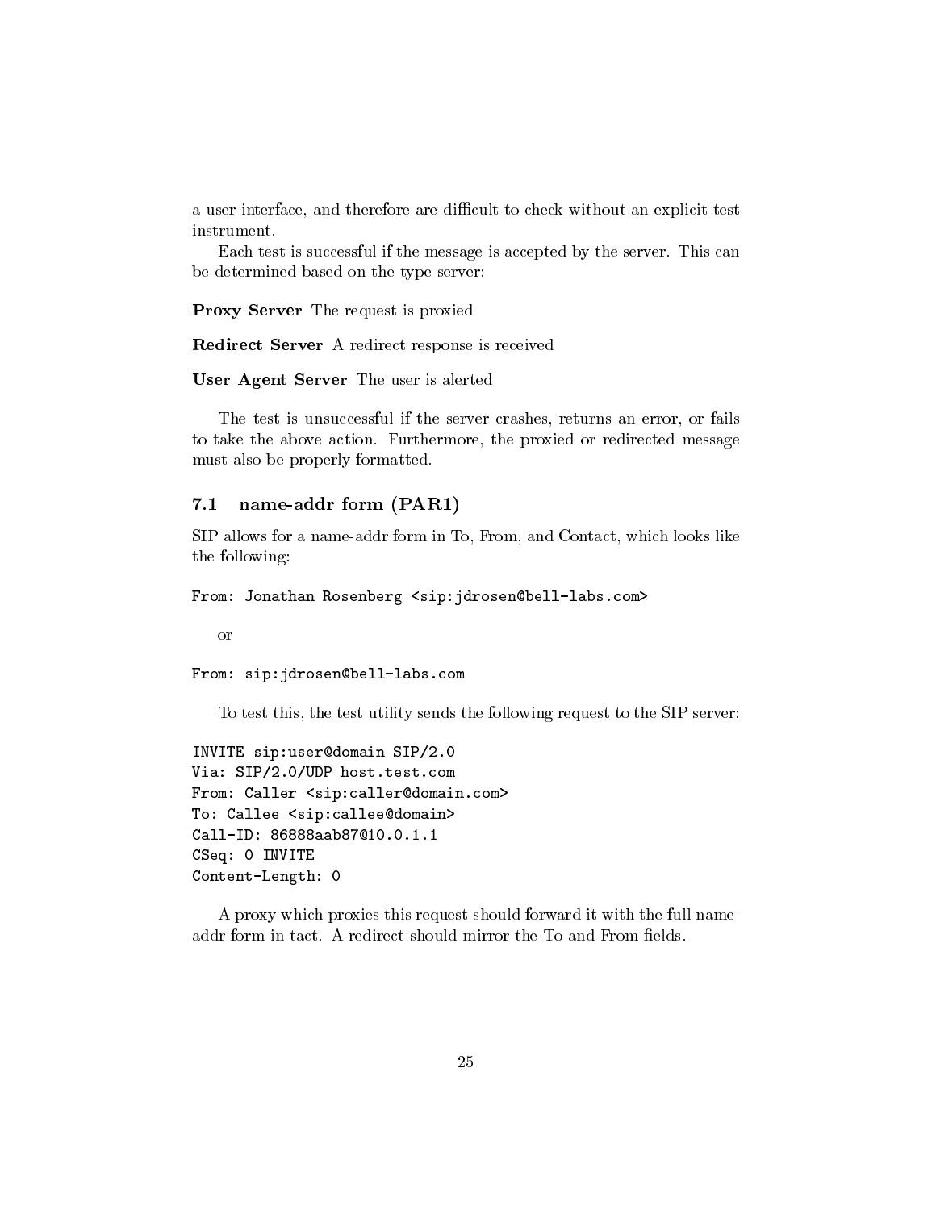a user interface, and therefore are difficult to check without an explicit test instrument.

Each test is successful if the message is accepted by the server. This can be determined based on the type server:

**Proxy Server** The request is proxied

**Redirect Server** A redirect response is received

**User Agent Server** The user is alerted

The test is unsuccessful if the server crashes, returns an error, or fails to take the above action. Furthermore, the proxied or redirected message must also be properly formatted.

### 7.1 name-addr form (PAR1)

SIP allows for a name-addr form in To, From, and Contact, which looks like the following:

```
From: Jonathan Rosenberg <sip:jdrosen@bell-labs.com>
```

or

```
From: sip:jdrosen@bell-labs.com
```

To test this, the test utility sends the following request to the SIP server:

```
INVITE sip:user@domain SIP/2.0
Via: SIP/2.0/UDP host.test.com
From: Caller <sip:caller@domain.com>
To: Callee <sip:callee@domain>
Call-ID: 86888aab87@10.0.1.1
CSeq: 0 INVITE
Content-Length: 0
```

A proxy which proxies this request should forward it with the full name-addr form in tact. A redirect should mirror the To and From fields.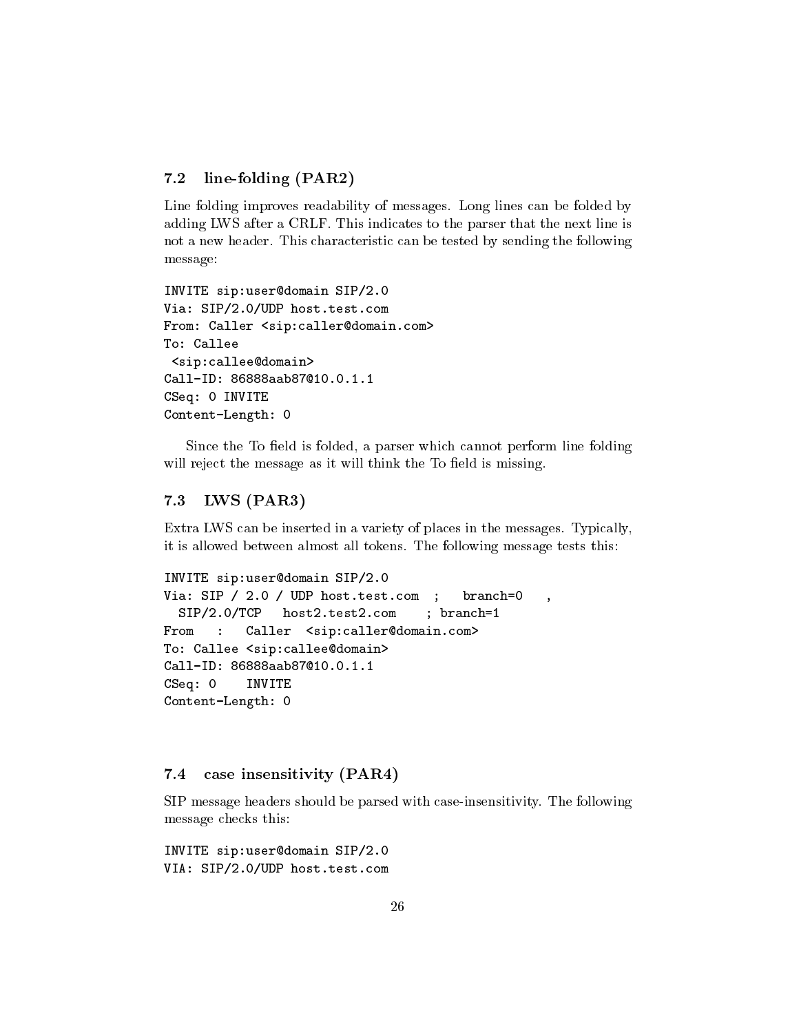### 7.2 line-folding (PAR2)

Line folding improves readability of messages. Long lines can be folded by adding LWS after a CRLF. This indicates to the parser that the next line is not a new header. This characteristic can be tested by sending the following message:

```
INVITE sip:user@domain SIP/2.0
Via: SIP/2.0/UDP host.test.com
From: Caller <sip:caller@domain.com>
To: Callee
 <sip:callee@domain>
Call-ID: 86888aab87@10.0.1.1
CSeq: 0 INVITE
Content-Length: 0
```

Since the To field is folded, a parser which cannot perform line folding will reject the message as it will think the To field is missing.

### 7.3 LWS (PAR3)

Extra LWS can be inserted in a variety of places in the messages. Typically, it is allowed between almost all tokens. The following message tests this:

```
INVITE sip:user@domain SIP/2.0
Via: SIP / 2.0 / UDP host.test.com  ;   branch=0   ,
  SIP/2.0/TCP   host2.test2.com    ; branch=1
From   :   Caller  <sip:caller@domain.com>
To: Callee <sip:callee@domain>
Call-ID: 86888aab87@10.0.1.1
CSeq: 0    INVITE
Content-Length: 0
```

### 7.4 case insensitivity (PAR4)

SIP message headers should be parsed with case-insensitivity. The following message checks this:

```
INVITE sip:user@domain SIP/2.0
VIA: SIP/2.0/UDP host.test.com
```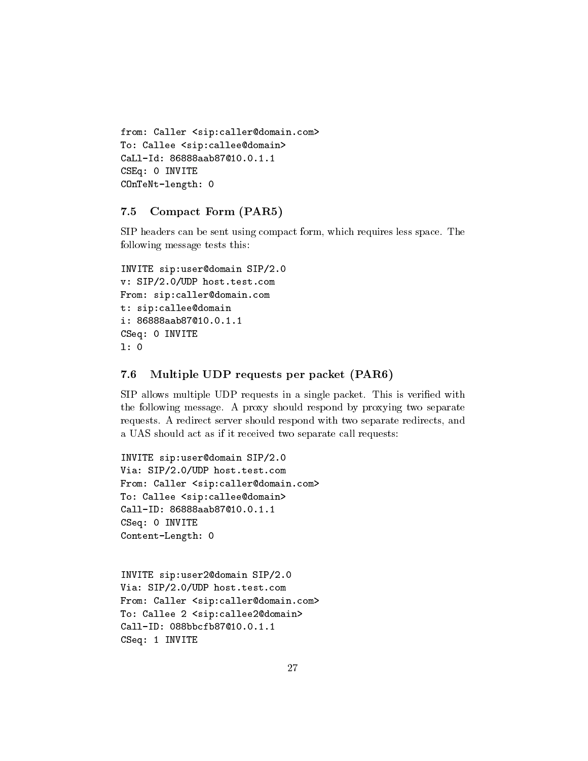```
from: Caller <sip:caller@domain.com>
To: Callee <sip:callee@domain>
CaLl-Id: 86888aab87@10.0.1.1
CSEq: 0 INVITE
COnTeNt-length: 0
```

### 7.5 Compact Form (PAR5)

SIP headers can be sent using compact form, which requires less space. The following message tests this:

```
INVITE sip:user@domain SIP/2.0
v: SIP/2.0/UDP host.test.com
From: sip:caller@domain.com
t: sip:callee@domain
i: 86888aab87@10.0.1.1
CSeq: 0 INVITE
l: 0
```

### 7.6 Multiple UDP requests per packet (PAR6)

SIP allows multiple UDP requests in a single packet. This is verified with the following message. A proxy should respond by proxying two separate requests. A redirect server should respond with two separate redirects, and a UAS should act as if it received two separate call requests:

```
INVITE sip:user@domain SIP/2.0
Via: SIP/2.0/UDP host.test.com
From: Caller <sip:caller@domain.com>
To: Callee <sip:callee@domain>
Call-ID: 86888aab87@10.0.1.1
CSeq: 0 INVITE
Content-Length: 0


INVITE sip:user2@domain SIP/2.0
Via: SIP/2.0/UDP host.test.com
From: Caller <sip:caller@domain.com>
To: Callee 2 <sip:callee2@domain>
Call-ID: 088bbcfb87@10.0.1.1
CSeq: 1 INVITE
```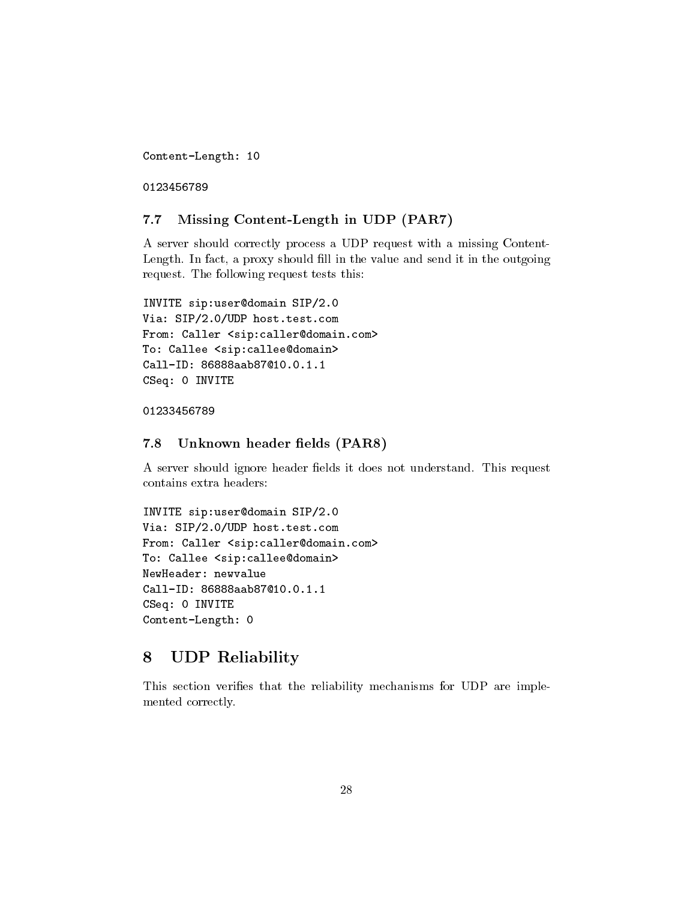```
Content-Length: 10

0123456789
```

### 7.7 Missing Content-Length in UDP (PAR7)

A server should correctly process a UDP request with a missing Content-Length. In fact, a proxy should fill in the value and send it in the outgoing request. The following request tests this:

```
INVITE sip:user@domain SIP/2.0
Via: SIP/2.0/UDP host.test.com
From: Caller <sip:caller@domain.com>
To: Callee <sip:callee@domain>
Call-ID: 86888aab87@10.0.1.1
CSeq: 0 INVITE

01233456789
```

### 7.8 Unknown header fields (PAR8)

A server should ignore header fields it does not understand. This request contains extra headers:

```
INVITE sip:user@domain SIP/2.0
Via: SIP/2.0/UDP host.test.com
From: Caller <sip:caller@domain.com>
To: Callee <sip:callee@domain>
NewHeader: newvalue
Call-ID: 86888aab87@10.0.1.1
CSeq: 0 INVITE
Content-Length: 0
```

## 8 UDP Reliability

This section verifies that the reliability mechanisms for UDP are implemented correctly.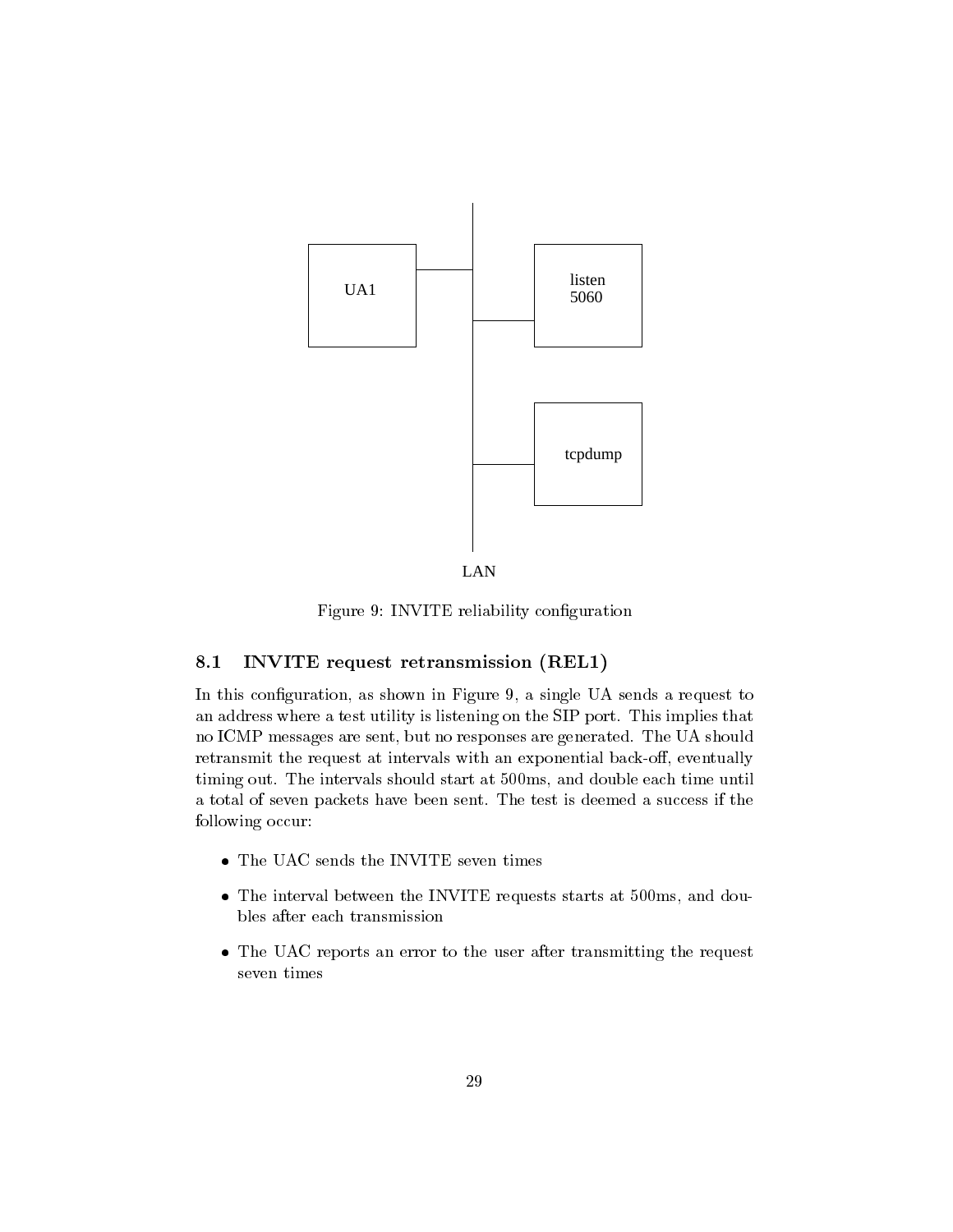UA1

listen
5060

tcpdump

LAN

Figure 9: INVITE reliability configuration

### 8.1 INVITE request retransmission (REL1)

In this configuration, as shown in Figure 9, a single UA sends a request to an address where a test utility is listening on the SIP port. This implies that no ICMP messages are sent, but no responses are generated. The UA should retransmit the request at intervals with an exponential back-off, eventually timing out. The intervals should start at 500ms, and double each time until a total of seven packets have been sent. The test is deemed a success if the following occur:

- The UAC sends the INVITE seven times
- The interval between the INVITE requests starts at 500ms, and doubles after each transmission
- The UAC reports an error to the user after transmitting the request seven times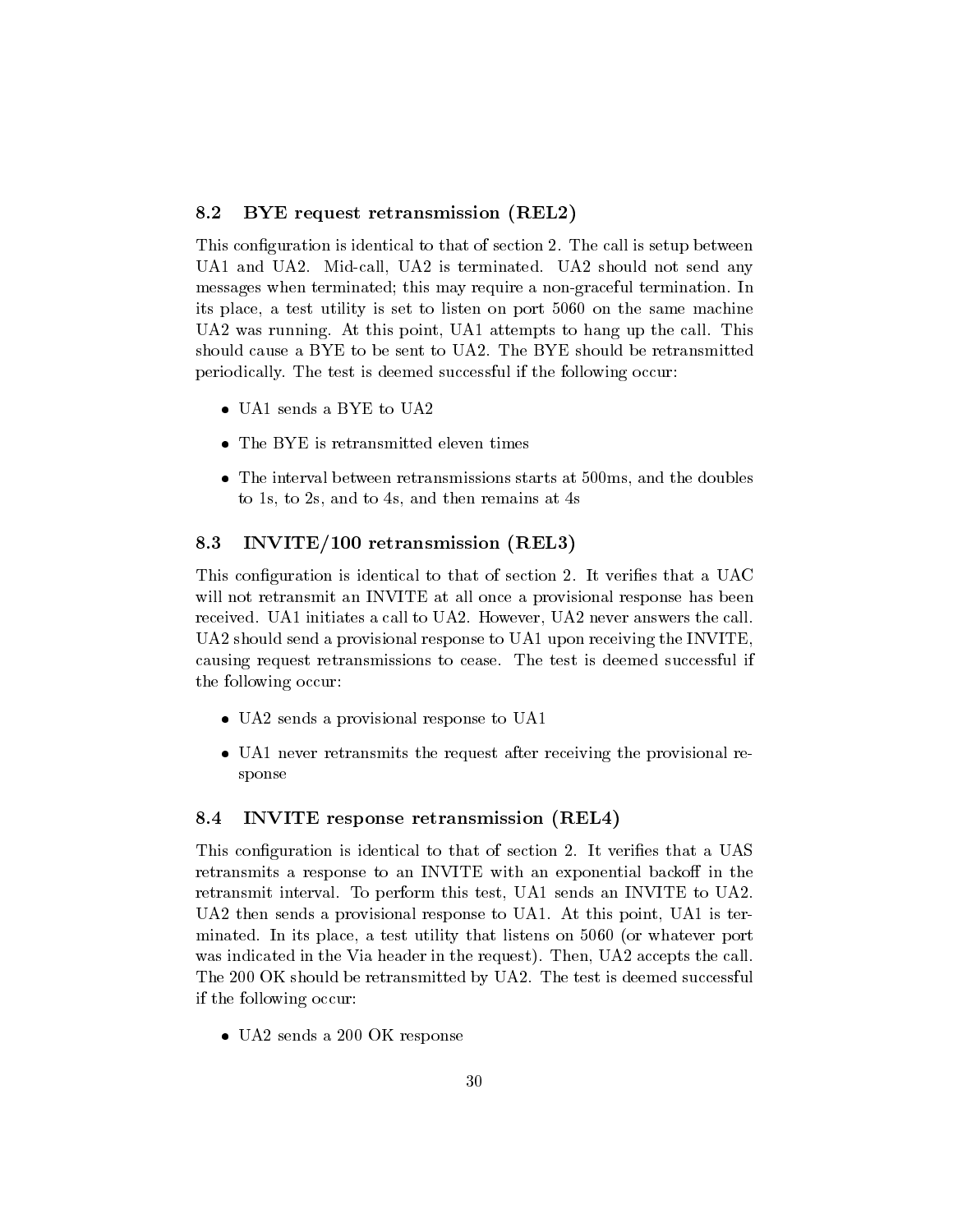## 8.2 BYE request retransmission (REL2)

This configuration is identical to that of section 2. The call is setup between UA1 and UA2. Mid-call, UA2 is terminated. UA2 should not send any messages when terminated; this may require a non-graceful termination. In its place, a test utility is set to listen on port 5060 on the same machine UA2 was running. At this point, UA1 attempts to hang up the call. This should cause a BYE to be sent to UA2. The BYE should be retransmitted periodically. The test is deemed successful if the following occur:

- UA1 sends a BYE to UA2
- The BYE is retransmitted eleven times
- The interval between retransmissions starts at 500ms, and the doubles to 1s, to 2s, and to 4s, and then remains at 4s

## 8.3 INVITE/100 retransmission (REL3)

This configuration is identical to that of section 2. It verifies that a UAC will not retransmit an INVITE at all once a provisional response has been received. UA1 initiates a call to UA2. However, UA2 never answers the call. UA2 should send a provisional response to UA1 upon receiving the INVITE, causing request retransmissions to cease. The test is deemed successful if the following occur:

- UA2 sends a provisional response to UA1
- UA1 never retransmits the request after receiving the provisional response

## 8.4 INVITE response retransmission (REL4)

This configuration is identical to that of section 2. It verifies that a UAS retransmits a response to an INVITE with an exponential backoff in the retransmit interval. To perform this test, UA1 sends an INVITE to UA2. UA2 then sends a provisional response to UA1. At this point, UA1 is terminated. In its place, a test utility that listens on 5060 (or whatever port was indicated in the Via header in the request). Then, UA2 accepts the call. The 200 OK should be retransmitted by UA2. The test is deemed successful if the following occur:

- UA2 sends a 200 OK response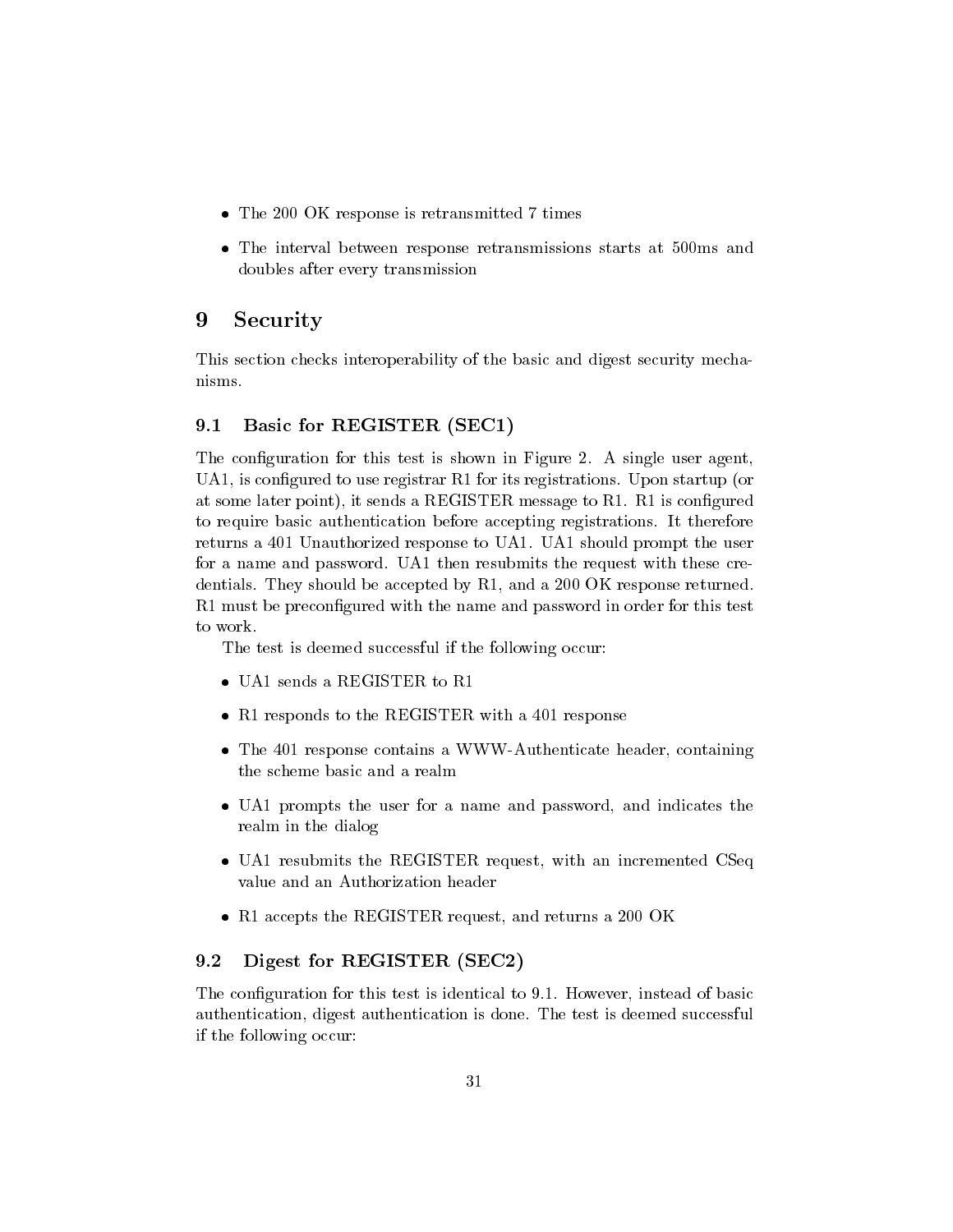- The 200 OK response is retransmitted 7 times
- The interval between response retransmissions starts at 500ms and doubles after every transmission

## 9 Security

This section checks interoperability of the basic and digest security mechanisms.

### 9.1 Basic for REGISTER (SEC1)

The configuration for this test is shown in Figure 2. A single user agent, UA1, is configured to use registrar R1 for its registrations. Upon startup (or at some later point), it sends a REGISTER message to R1. R1 is configured to require basic authentication before accepting registrations. It therefore returns a 401 Unauthorized response to UA1. UA1 should prompt the user for a name and password. UA1 then resubmits the request with these credentials. They should be accepted by R1, and a 200 OK response returned. R1 must be preconfigured with the name and password in order for this test to work.

The test is deemed successful if the following occur:

- UA1 sends a REGISTER to R1
- R1 responds to the REGISTER with a 401 response
- The 401 response contains a WWW-Authenticate header, containing the scheme basic and a realm
- UA1 prompts the user for a name and password, and indicates the realm in the dialog
- UA1 resubmits the REGISTER request, with an incremented CSeq value and an Authorization header
- R1 accepts the REGISTER request, and returns a 200 OK

### 9.2 Digest for REGISTER (SEC2)

The configuration for this test is identical to 9.1. However, instead of basic authentication, digest authentication is done. The test is deemed successful if the following occur: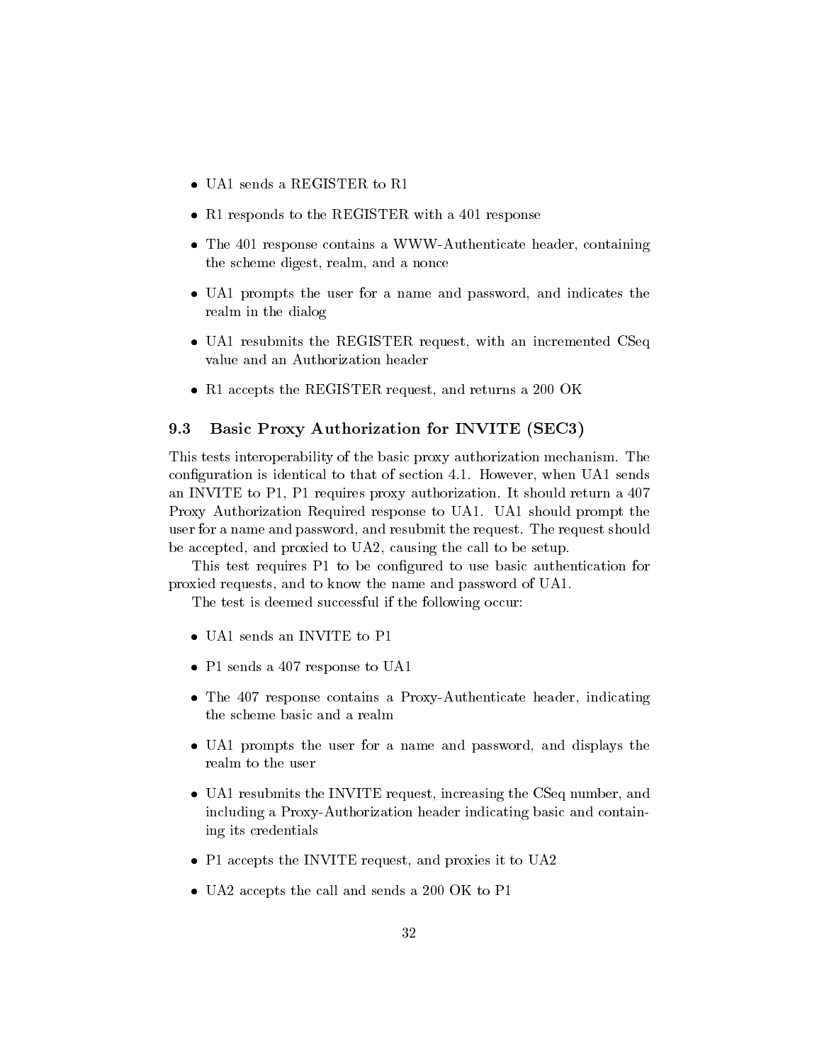- UA1 sends a REGISTER to R1
- R1 responds to the REGISTER with a 401 response
- The 401 response contains a WWW-Authenticate header, containing the scheme digest, realm, and a nonce
- UA1 prompts the user for a name and password, and indicates the realm in the dialog
- UA1 resubmits the REGISTER request, with an incremented CSeq value and an Authorization header
- R1 accepts the REGISTER request, and returns a 200 OK

### 9.3 Basic Proxy Authorization for INVITE (SEC3)

This tests interoperability of the basic proxy authorization mechanism. The configuration is identical to that of section 4.1. However, when UA1 sends an INVITE to P1, P1 requires proxy authorization. It should return a 407 Proxy Authorization Required response to UA1. UA1 should prompt the user for a name and password, and resubmit the request. The request should be accepted, and proxied to UA2, causing the call to be setup.

This test requires P1 to be configured to use basic authentication for proxied requests, and to know the name and password of UA1.

The test is deemed successful if the following occur:

- UA1 sends an INVITE to P1
- P1 sends a 407 response to UA1
- The 407 response contains a Proxy-Authenticate header, indicating the scheme basic and a realm
- UA1 prompts the user for a name and password, and displays the realm to the user
- UA1 resubmits the INVITE request, increasing the CSeq number, and including a Proxy-Authorization header indicating basic and containing its credentials
- P1 accepts the INVITE request, and proxies it to UA2
- UA2 accepts the call and sends a 200 OK to P1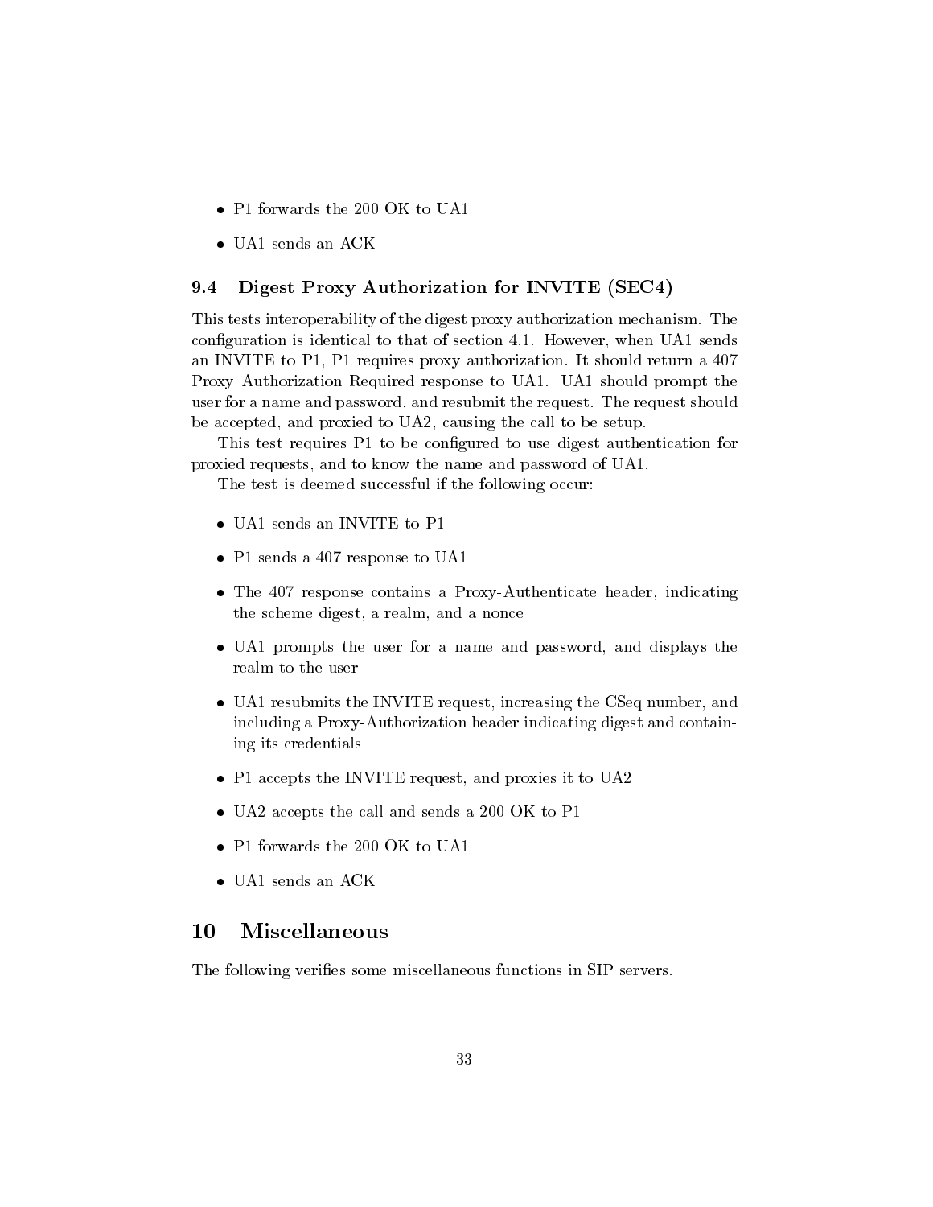- P1 forwards the 200 OK to UA1
- UA1 sends an ACK

### 9.4 Digest Proxy Authorization for INVITE (SEC4)

This tests interoperability of the digest proxy authorization mechanism. The configuration is identical to that of section 4.1. However, when UA1 sends an INVITE to P1, P1 requires proxy authorization. It should return a 407 Proxy Authorization Required response to UA1. UA1 should prompt the user for a name and password, and resubmit the request. The request should be accepted, and proxied to UA2, causing the call to be setup.

This test requires P1 to be configured to use digest authentication for proxied requests, and to know the name and password of UA1.

The test is deemed successful if the following occur:

- UA1 sends an INVITE to P1
- P1 sends a 407 response to UA1
- The 407 response contains a Proxy-Authenticate header, indicating the scheme digest, a realm, and a nonce
- UA1 prompts the user for a name and password, and displays the realm to the user
- UA1 resubmits the INVITE request, increasing the CSeq number, and including a Proxy-Authorization header indicating digest and containing its credentials
- P1 accepts the INVITE request, and proxies it to UA2
- UA2 accepts the call and sends a 200 OK to P1
- P1 forwards the 200 OK to UA1
- UA1 sends an ACK

## 10 Miscellaneous

The following verifies some miscellaneous functions in SIP servers.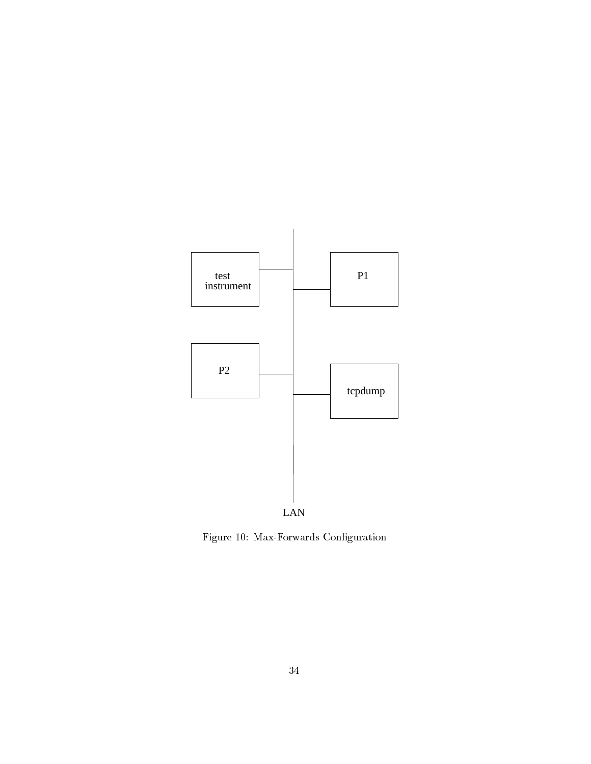test instrument

P1

P2

tcpdump

LAN

Figure 10: Max-Forwards Configuration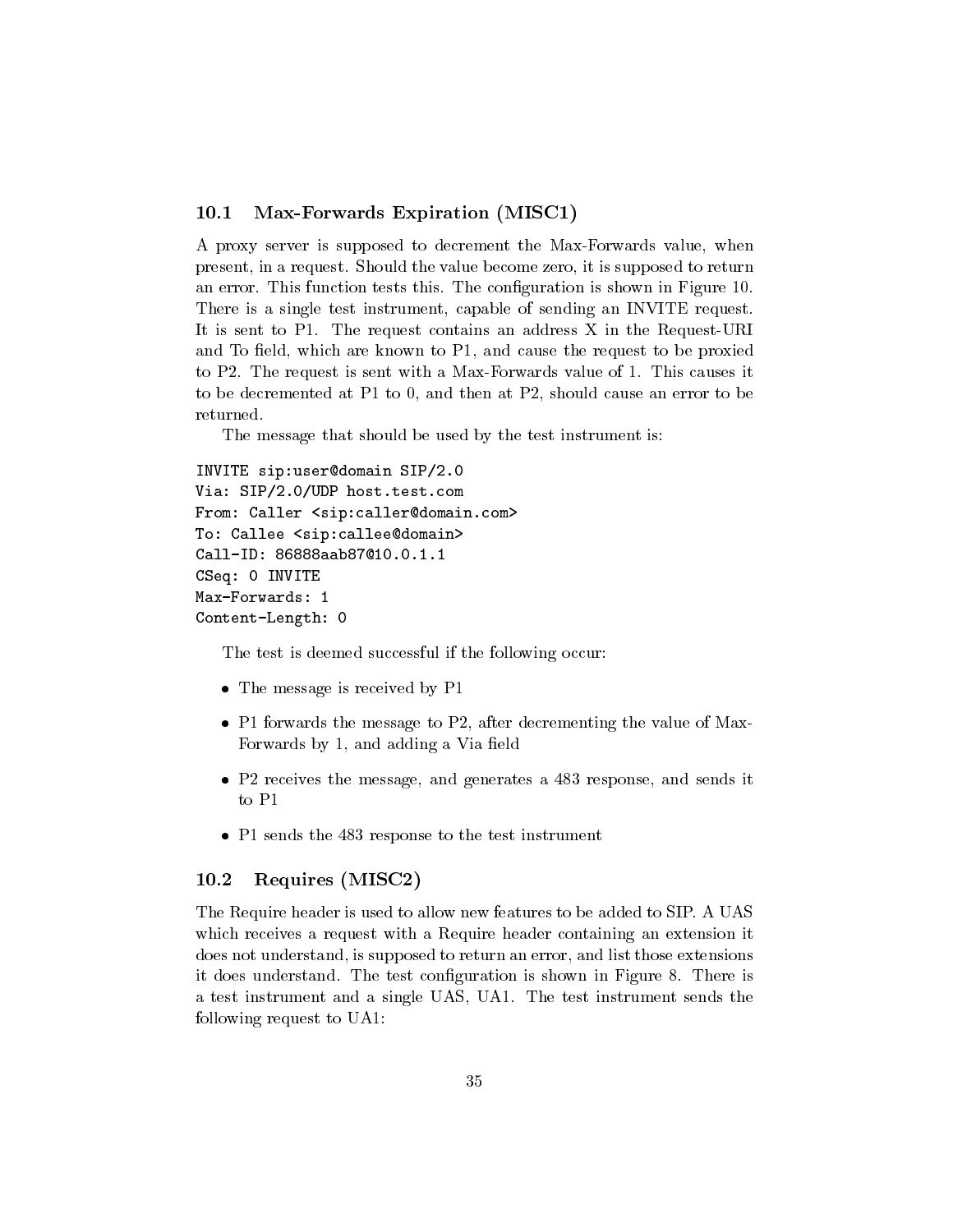## 10.1 Max-Forwards Expiration (MISC1)

A proxy server is supposed to decrement the Max-Forwards value, when present, in a request. Should the value become zero, it is supposed to return an error. This function tests this. The configuration is shown in Figure 10. There is a single test instrument, capable of sending an INVITE request. It is sent to P1. The request contains an address X in the Request-URI and To field, which are known to P1, and cause the request to be proxied to P2. The request is sent with a Max-Forwards value of 1. This causes it to be decremented at P1 to 0, and then at P2, should cause an error to be returned.

The message that should be used by the test instrument is:

```
INVITE sip:user@domain SIP/2.0
Via: SIP/2.0/UDP host.test.com
From: Caller <sip:caller@domain.com>
To: Callee <sip:callee@domain>
Call-ID: 86888aab87@10.0.1.1
CSeq: 0 INVITE
Max-Forwards: 1
Content-Length: 0
```

The test is deemed successful if the following occur:

- The message is received by P1
- P1 forwards the message to P2, after decrementing the value of Max-Forwards by 1, and adding a Via field
- P2 receives the message, and generates a 483 response, and sends it to P1
- P1 sends the 483 response to the test instrument

## 10.2 Requires (MISC2)

The Require header is used to allow new features to be added to SIP. A UAS which receives a request with a Require header containing an extension it does not understand, is supposed to return an error, and list those extensions it does understand. The test configuration is shown in Figure 8. There is a test instrument and a single UAS, UA1. The test instrument sends the following request to UA1: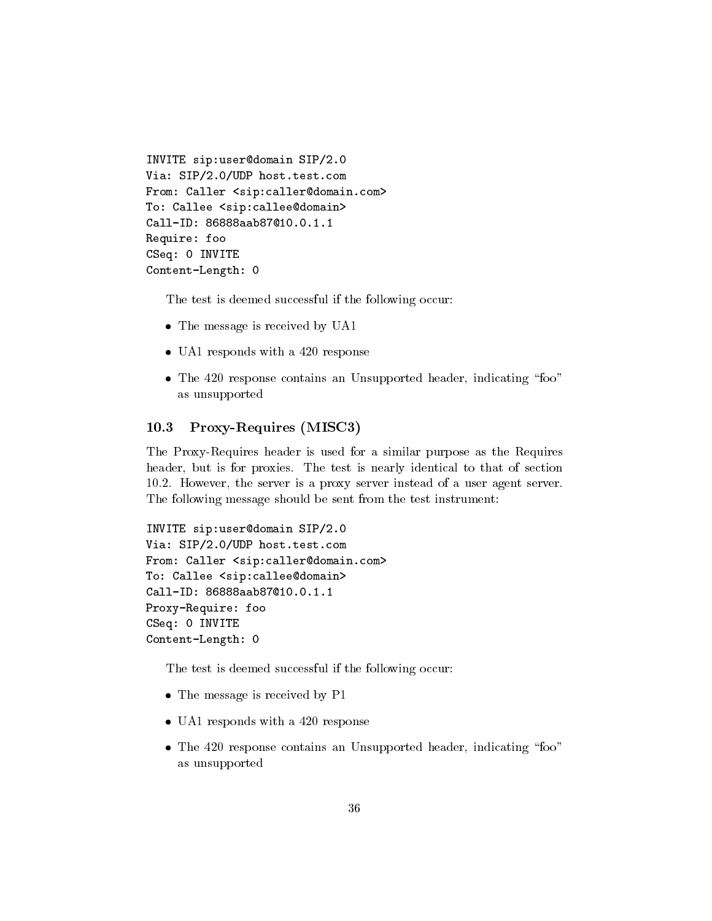```
INVITE sip:user@domain SIP/2.0
Via: SIP/2.0/UDP host.test.com
From: Caller <sip:caller@domain.com>
To: Callee <sip:callee@domain>
Call-ID: 86888aab87@10.0.1.1
Require: foo
CSeq: 0 INVITE
Content-Length: 0
```

The test is deemed successful if the following occur:

- The message is received by UA1
- UA1 responds with a 420 response
- The 420 response contains an Unsupported header, indicating "foo" as unsupported

### 10.3 Proxy-Requires (MISC3)

The Proxy-Requires header is used for a similar purpose as the Requires header, but is for proxies. The test is nearly identical to that of section 10.2. However, the server is a proxy server instead of a user agent server. The following message should be sent from the test instrument:

```
INVITE sip:user@domain SIP/2.0
Via: SIP/2.0/UDP host.test.com
From: Caller <sip:caller@domain.com>
To: Callee <sip:callee@domain>
Call-ID: 86888aab87@10.0.1.1
Proxy-Require: foo
CSeq: 0 INVITE
Content-Length: 0
```

The test is deemed successful if the following occur:

- The message is received by P1
- UA1 responds with a 420 response
- The 420 response contains an Unsupported header, indicating "foo" as unsupported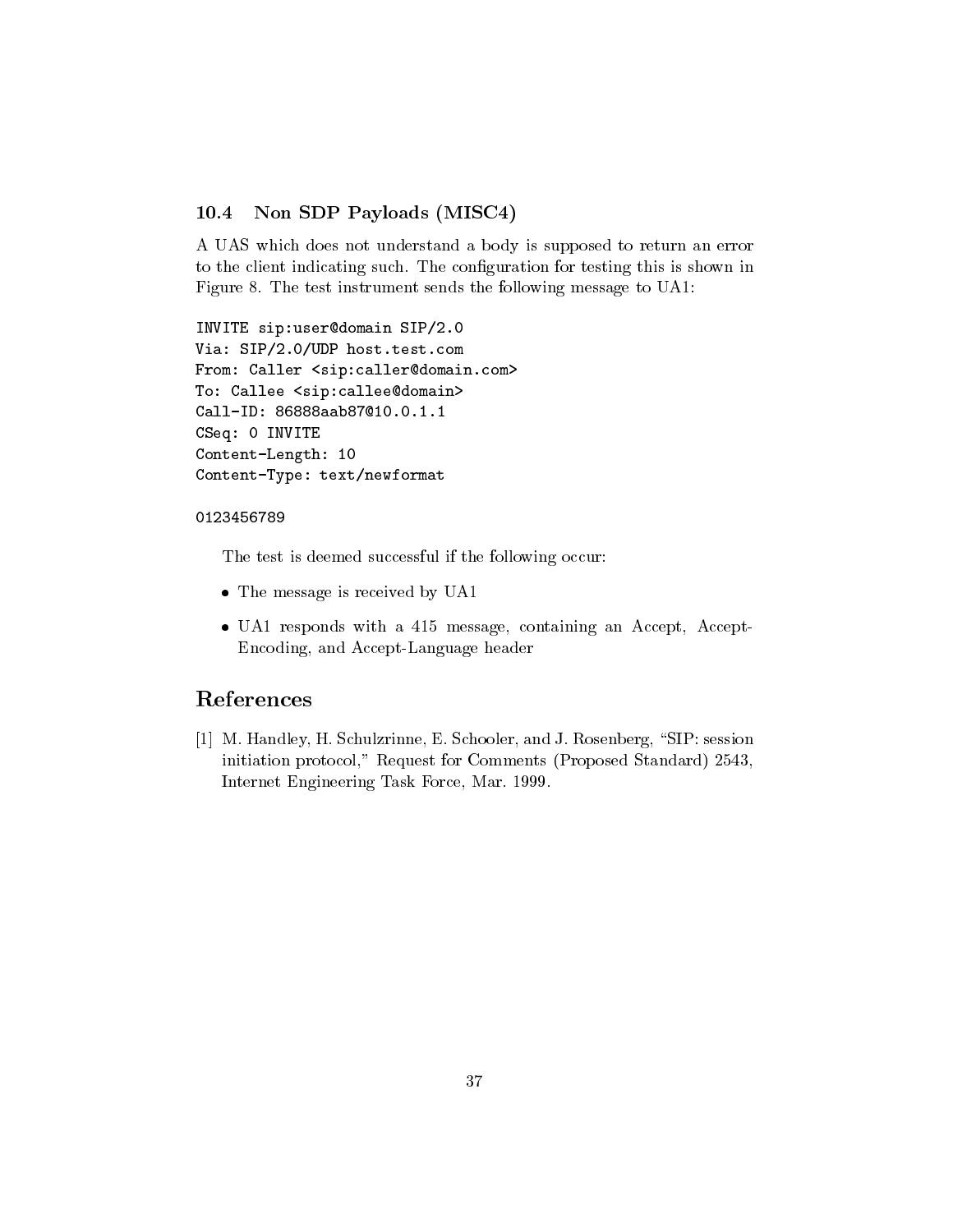### 10.4 Non SDP Payloads (MISC4)

A UAS which does not understand a body is supposed to return an error to the client indicating such. The configuration for testing this is shown in Figure 8. The test instrument sends the following message to UA1:

```
INVITE sip:user@domain SIP/2.0
Via: SIP/2.0/UDP host.test.com
From: Caller <sip:caller@domain.com>
To: Callee <sip:callee@domain>
Call-ID: 86888aab87@10.0.1.1
CSeq: 0 INVITE
Content-Length: 10
Content-Type: text/newformat

0123456789
```

The test is deemed successful if the following occur:

- The message is received by UA1
- UA1 responds with a 415 message, containing an Accept, Accept-Encoding, and Accept-Language header

## References

[1] M. Handley, H. Schulzrinne, E. Schooler, and J. Rosenberg, "SIP: session initiation protocol," Request for Comments (Proposed Standard) 2543, Internet Engineering Task Force, Mar. 1999.